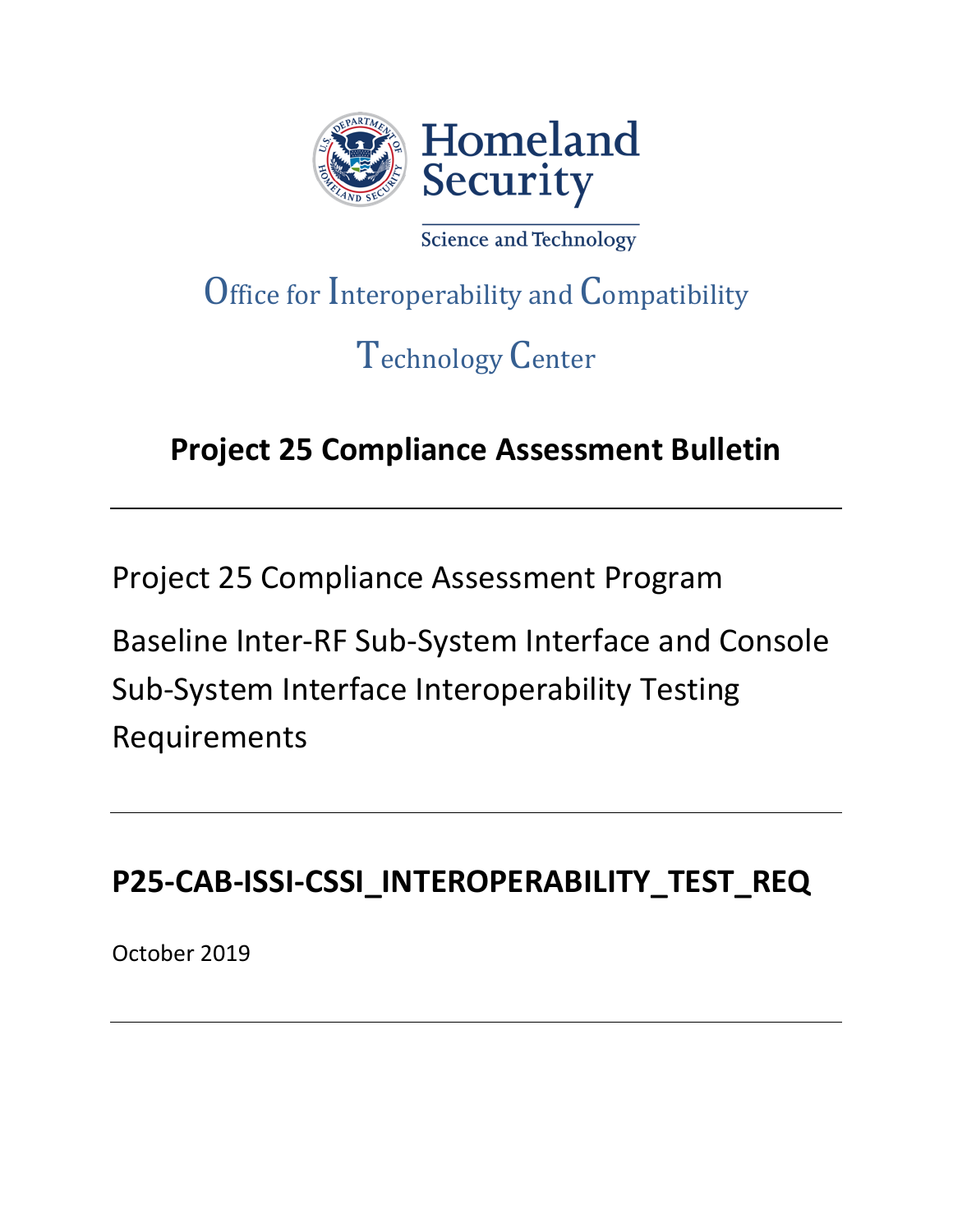Homeland Security

Science and Technology

Office for Interoperability and Compatibility

Technology Center

# Project 25 Compliance Assessment Bulletin

---

Project 25 Compliance Assessment Program

Baseline Inter-RF Sub-System Interface and Console Sub-System Interface Interoperability Testing Requirements

---

## P25-CAB-ISSI-CSSI_INTEROPERABILITY_TEST_REQ

October 2019

---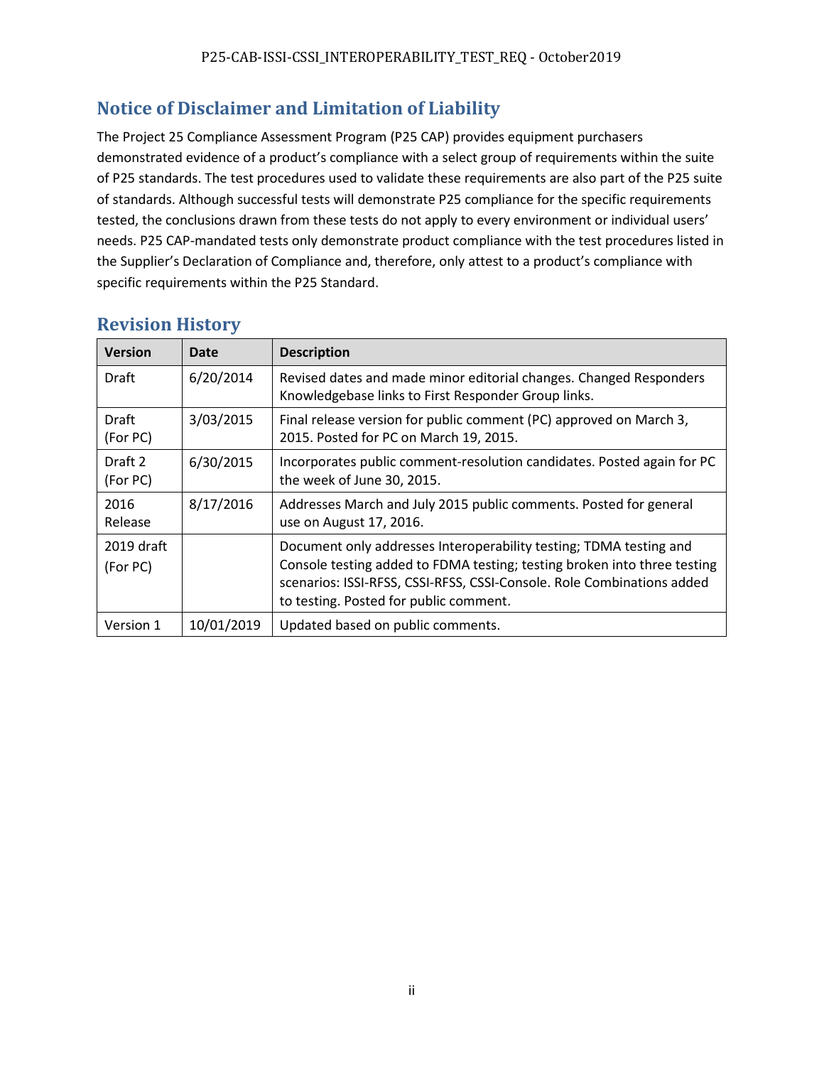## Notice of Disclaimer and Limitation of Liability

The Project 25 Compliance Assessment Program (P25 CAP) provides equipment purchasers demonstrated evidence of a product's compliance with a select group of requirements within the suite of P25 standards. The test procedures used to validate these requirements are also part of the P25 suite of standards. Although successful tests will demonstrate P25 compliance for the specific requirements tested, the conclusions drawn from these tests do not apply to every environment or individual users' needs. P25 CAP-mandated tests only demonstrate product compliance with the test procedures listed in the Supplier's Declaration of Compliance and, therefore, only attest to a product's compliance with specific requirements within the P25 Standard.

## Revision History

| Version | Date | Description |
|---|---|---|
| Draft | 6/20/2014 | Revised dates and made minor editorial changes. Changed Responders Knowledgebase links to First Responder Group links. |
| Draft (For PC) | 3/03/2015 | Final release version for public comment (PC) approved on March 3, 2015. Posted for PC on March 19, 2015. |
| Draft 2 (For PC) | 6/30/2015 | Incorporates public comment-resolution candidates. Posted again for PC the week of June 30, 2015. |
| 2016 Release | 8/17/2016 | Addresses March and July 2015 public comments. Posted for general use on August 17, 2016. |
| 2019 draft (For PC) | | Document only addresses Interoperability testing; TDMA testing and Console testing added to FDMA testing; testing broken into three testing scenarios: ISSI-RFSS, CSSI-RFSS, CSSI-Console. Role Combinations added to testing. Posted for public comment. |
| Version 1 | 10/01/2019 | Updated based on public comments. |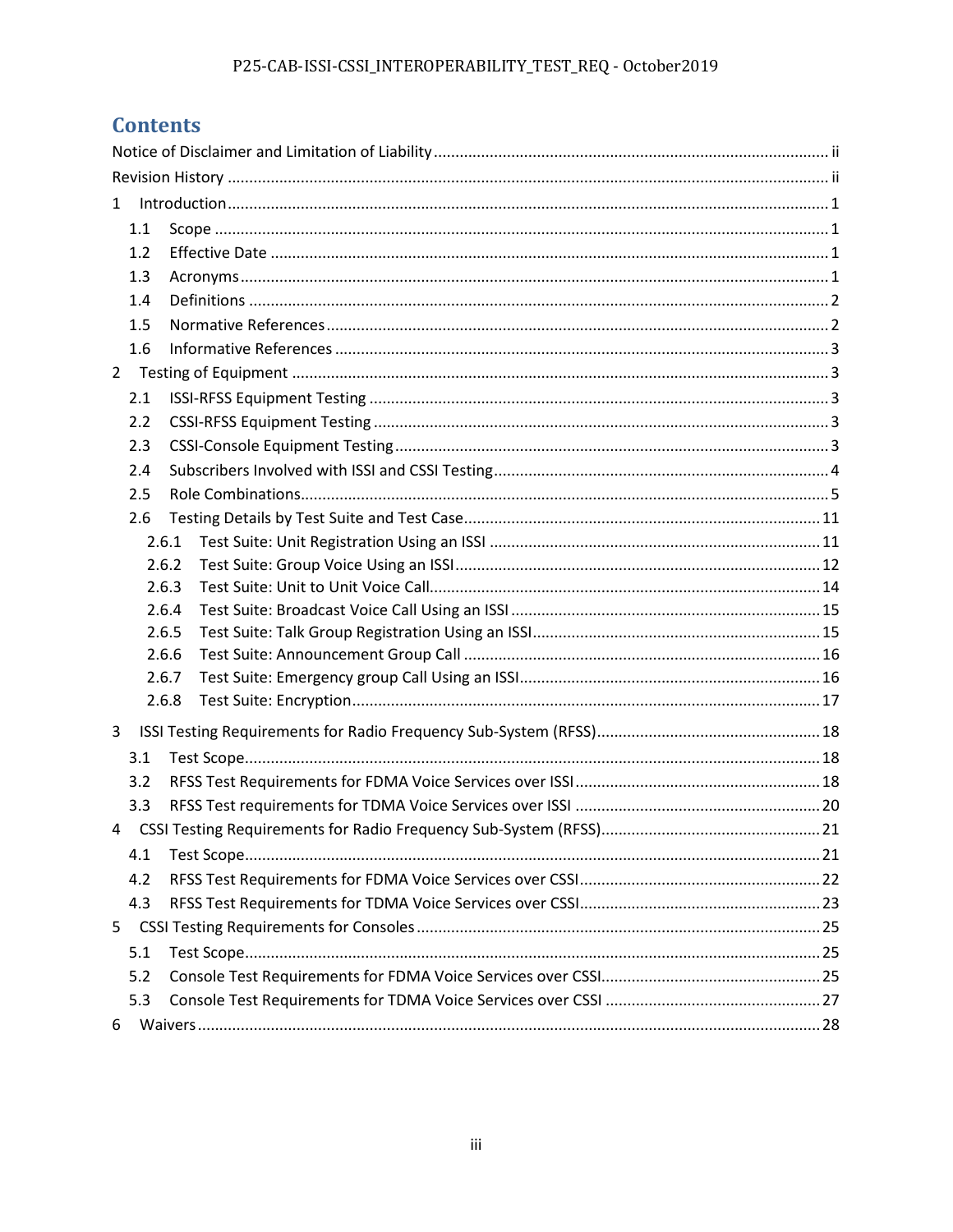# Contents

Notice of Disclaimer and Limitation of Liability ........................................................................................ ii

Revision History ........................................................................................................................................ ii

1 Introduction ........................................................................................................................................ 1
   1.1 Scope ............................................................................................................................................ 1
   1.2 Effective Date ............................................................................................................................... 1
   1.3 Acronyms ...................................................................................................................................... 1
   1.4 Definitions .................................................................................................................................... 2
   1.5 Normative References .................................................................................................................. 2
   1.6 Informative References ................................................................................................................ 3
2 Testing of Equipment ......................................................................................................................... 3
   2.1 ISSI-RFSS Equipment Testing ........................................................................................................ 3
   2.2 CSSI-RFSS Equipment Testing ....................................................................................................... 3
   2.3 CSSI-Console Equipment Testing .................................................................................................. 3
   2.4 Subscribers Involved with ISSI and CSSI Testing ........................................................................... 4
   2.5 Role Combinations ....................................................................................................................... 5
   2.6 Testing Details by Test Suite and Test Case ................................................................................. 11
      2.6.1 Test Suite: Unit Registration Using an ISSI ........................................................................... 11
      2.6.2 Test Suite: Group Voice Using an ISSI .................................................................................. 12
      2.6.3 Test Suite: Unit to Unit Voice Call ........................................................................................ 14
      2.6.4 Test Suite: Broadcast Voice Call Using an ISSI ...................................................................... 15
      2.6.5 Test Suite: Talk Group Registration Using an ISSI ................................................................. 15
      2.6.6 Test Suite: Announcement Group Call ................................................................................. 16
      2.6.7 Test Suite: Emergency group Call Using an ISSI .................................................................... 16
      2.6.8 Test Suite: Encryption .......................................................................................................... 17
3 ISSI Testing Requirements for Radio Frequency Sub-System (RFSS) ................................................... 18
   3.1 Test Scope .................................................................................................................................. 18
   3.2 RFSS Test Requirements for FDMA Voice Services over ISSI ....................................................... 18
   3.3 RFSS Test requirements for TDMA Voice Services over ISSI ........................................................ 20
4 CSSI Testing Requirements for Radio Frequency Sub-System (RFSS) ................................................. 21
   4.1 Test Scope .................................................................................................................................. 21
   4.2 RFSS Test Requirements for FDMA Voice Services over CSSI ...................................................... 22
   4.3 RFSS Test Requirements for TDMA Voice Services over CSSI ...................................................... 23
5 CSSI Testing Requirements for Consoles ........................................................................................... 25
   5.1 Test Scope .................................................................................................................................. 25
   5.2 Console Test Requirements for FDMA Voice Services over CSSI ................................................. 25
   5.3 Console Test Requirements for TDMA Voice Services over CSSI ................................................. 27
6 Waivers ............................................................................................................................................. 28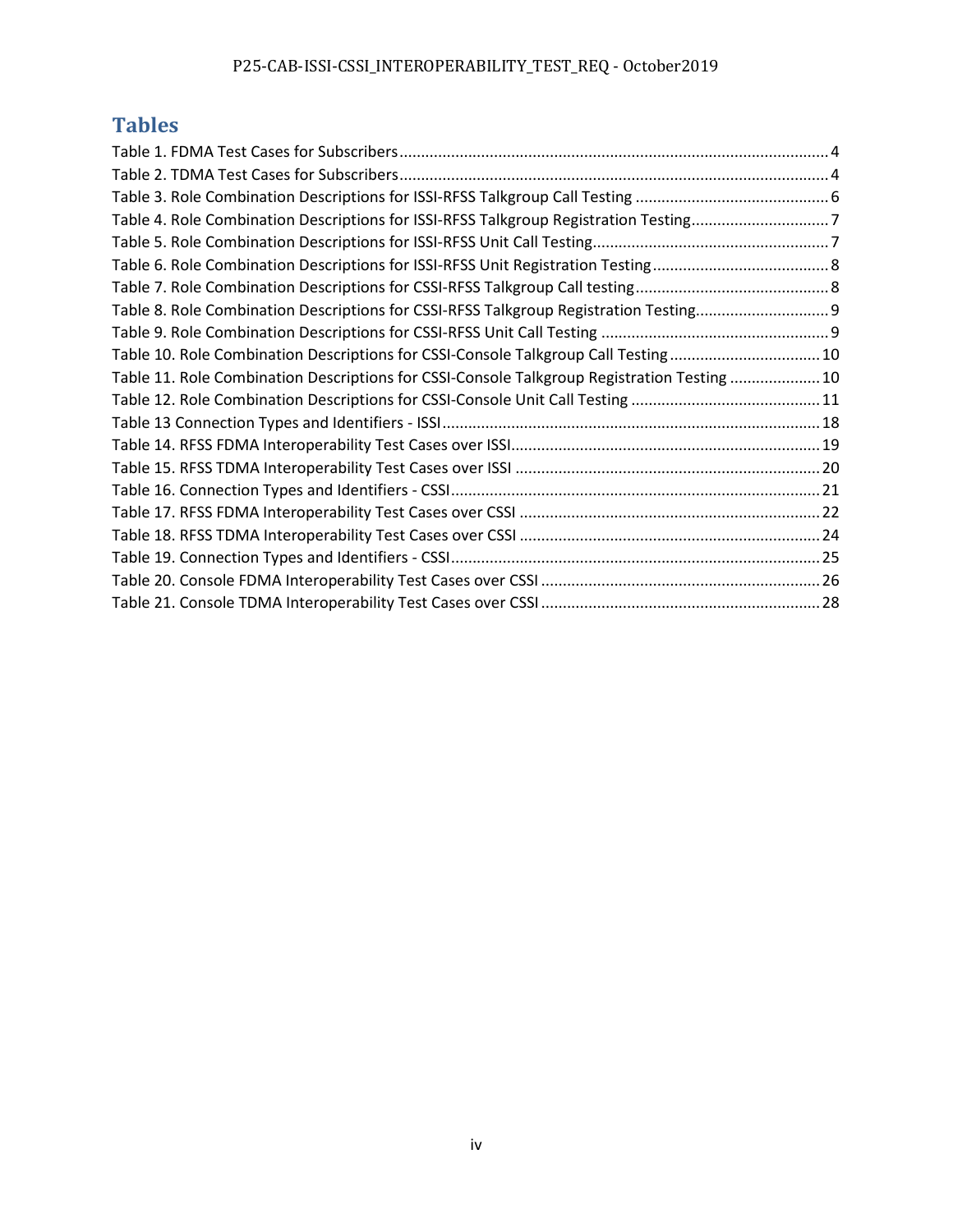# Tables

Table 1. FDMA Test Cases for Subscribers .......... 4
Table 2. TDMA Test Cases for Subscribers .......... 4
Table 3. Role Combination Descriptions for ISSI-RFSS Talkgroup Call Testing .......... 6
Table 4. Role Combination Descriptions for ISSI-RFSS Talkgroup Registration Testing .......... 7
Table 5. Role Combination Descriptions for ISSI-RFSS Unit Call Testing .......... 7
Table 6. Role Combination Descriptions for ISSI-RFSS Unit Registration Testing .......... 8
Table 7. Role Combination Descriptions for CSSI-RFSS Talkgroup Call testing .......... 8
Table 8. Role Combination Descriptions for CSSI-RFSS Talkgroup Registration Testing .......... 9
Table 9. Role Combination Descriptions for CSSI-RFSS Unit Call Testing .......... 9
Table 10. Role Combination Descriptions for CSSI-Console Talkgroup Call Testing .......... 10
Table 11. Role Combination Descriptions for CSSI-Console Talkgroup Registration Testing .......... 10
Table 12. Role Combination Descriptions for CSSI-Console Unit Call Testing .......... 11
Table 13 Connection Types and Identifiers - ISSI .......... 18
Table 14. RFSS FDMA Interoperability Test Cases over ISSI .......... 19
Table 15. RFSS TDMA Interoperability Test Cases over ISSI .......... 20
Table 16. Connection Types and Identifiers - CSSI .......... 21
Table 17. RFSS FDMA Interoperability Test Cases over CSSI .......... 22
Table 18. RFSS TDMA Interoperability Test Cases over CSSI .......... 24
Table 19. Connection Types and Identifiers - CSSI .......... 25
Table 20. Console FDMA Interoperability Test Cases over CSSI .......... 26
Table 21. Console TDMA Interoperability Test Cases over CSSI .......... 28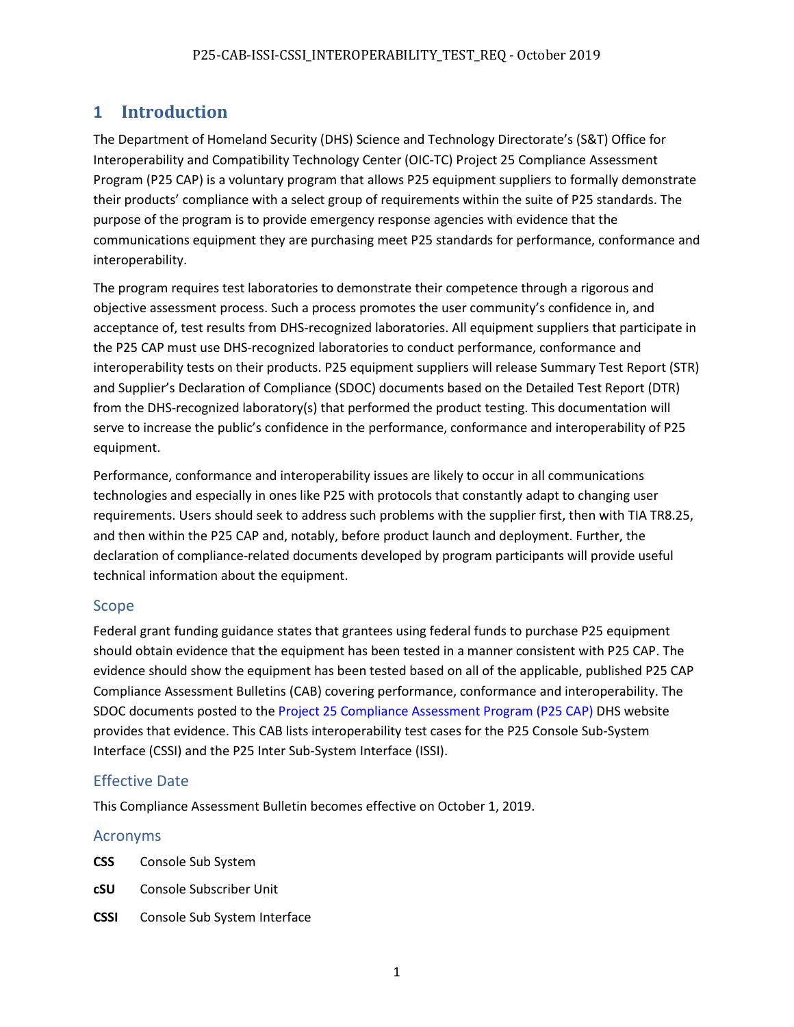# 1 Introduction

The Department of Homeland Security (DHS) Science and Technology Directorate's (S&T) Office for Interoperability and Compatibility Technology Center (OIC-TC) Project 25 Compliance Assessment Program (P25 CAP) is a voluntary program that allows P25 equipment suppliers to formally demonstrate their products' compliance with a select group of requirements within the suite of P25 standards. The purpose of the program is to provide emergency response agencies with evidence that the communications equipment they are purchasing meet P25 standards for performance, conformance and interoperability.

The program requires test laboratories to demonstrate their competence through a rigorous and objective assessment process. Such a process promotes the user community's confidence in, and acceptance of, test results from DHS-recognized laboratories. All equipment suppliers that participate in the P25 CAP must use DHS-recognized laboratories to conduct performance, conformance and interoperability tests on their products. P25 equipment suppliers will release Summary Test Report (STR) and Supplier's Declaration of Compliance (SDOC) documents based on the Detailed Test Report (DTR) from the DHS-recognized laboratory(s) that performed the product testing. This documentation will serve to increase the public's confidence in the performance, conformance and interoperability of P25 equipment.

Performance, conformance and interoperability issues are likely to occur in all communications technologies and especially in ones like P25 with protocols that constantly adapt to changing user requirements. Users should seek to address such problems with the supplier first, then with TIA TR8.25, and then within the P25 CAP and, notably, before product launch and deployment. Further, the declaration of compliance-related documents developed by program participants will provide useful technical information about the equipment.

## Scope

Federal grant funding guidance states that grantees using federal funds to purchase P25 equipment should obtain evidence that the equipment has been tested in a manner consistent with P25 CAP. The evidence should show the equipment has been tested based on all of the applicable, published P25 CAP Compliance Assessment Bulletins (CAB) covering performance, conformance and interoperability. The SDOC documents posted to the Project 25 Compliance Assessment Program (P25 CAP) DHS website provides that evidence. This CAB lists interoperability test cases for the P25 Console Sub-System Interface (CSSI) and the P25 Inter Sub-System Interface (ISSI).

## Effective Date

This Compliance Assessment Bulletin becomes effective on October 1, 2019.

## Acronyms

**CSS** Console Sub System

**cSU** Console Subscriber Unit

**CSSI** Console Sub System Interface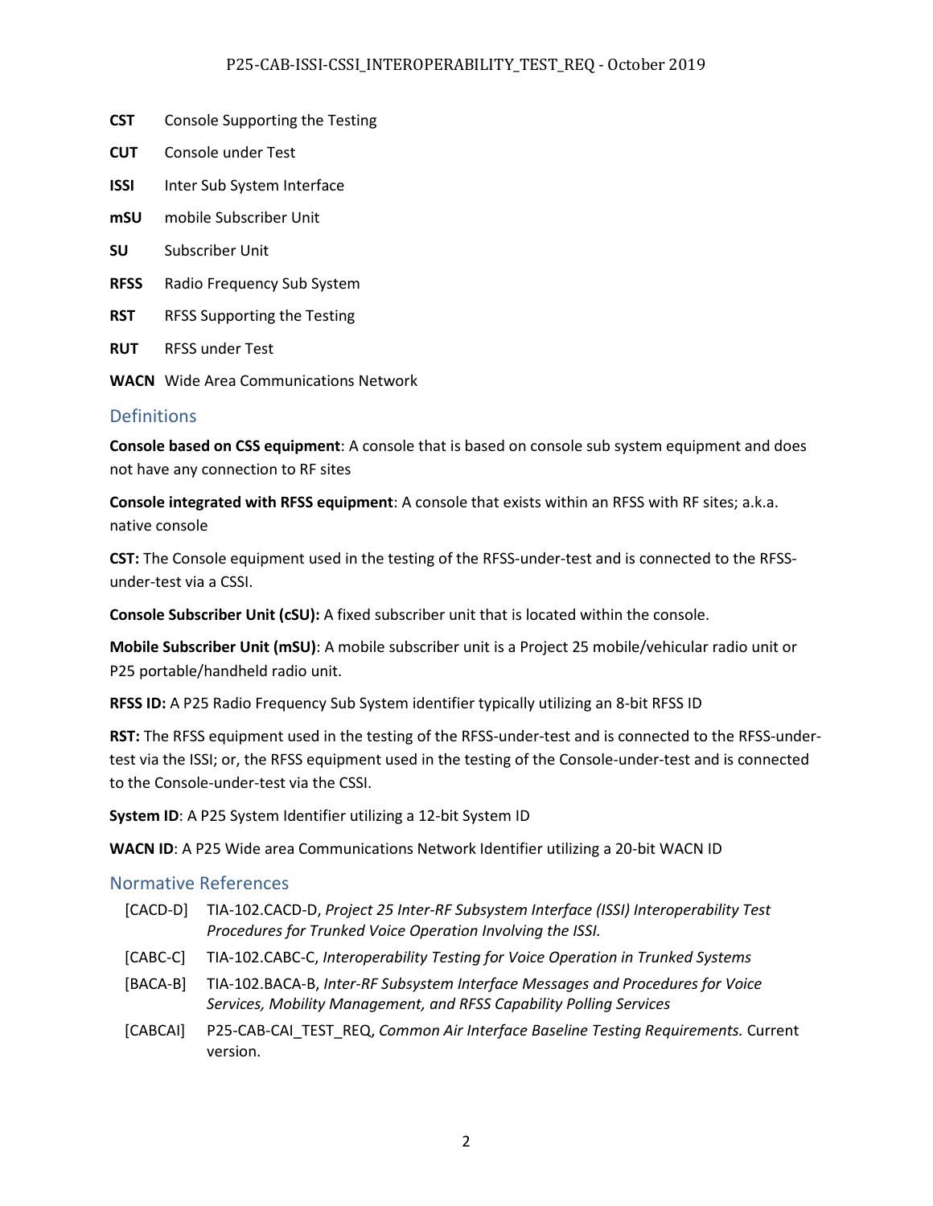**CST** Console Supporting the Testing

**CUT** Console under Test

**ISSI** Inter Sub System Interface

**mSU** mobile Subscriber Unit

**SU** Subscriber Unit

**RFSS** Radio Frequency Sub System

**RST** RFSS Supporting the Testing

**RUT** RFSS under Test

**WACN** Wide Area Communications Network

## Definitions

**Console based on CSS equipment**: A console that is based on console sub system equipment and does not have any connection to RF sites

**Console integrated with RFSS equipment**: A console that exists within an RFSS with RF sites; a.k.a. native console

**CST:** The Console equipment used in the testing of the RFSS-under-test and is connected to the RFSS-under-test via a CSSI.

**Console Subscriber Unit (cSU):** A fixed subscriber unit that is located within the console.

**Mobile Subscriber Unit (mSU)**: A mobile subscriber unit is a Project 25 mobile/vehicular radio unit or P25 portable/handheld radio unit.

**RFSS ID:** A P25 Radio Frequency Sub System identifier typically utilizing an 8-bit RFSS ID

**RST:** The RFSS equipment used in the testing of the RFSS-under-test and is connected to the RFSS-under-test via the ISSI; or, the RFSS equipment used in the testing of the Console-under-test and is connected to the Console-under-test via the CSSI.

**System ID**: A P25 System Identifier utilizing a 12-bit System ID

**WACN ID**: A P25 Wide area Communications Network Identifier utilizing a 20-bit WACN ID

## Normative References

[CACD-D] TIA-102.CACD-D, *Project 25 Inter-RF Subsystem Interface (ISSI) Interoperability Test Procedures for Trunked Voice Operation Involving the ISSI.*

[CABC-C] TIA-102.CABC-C, *Interoperability Testing for Voice Operation in Trunked Systems*

[BACA-B] TIA-102.BACA-B, *Inter-RF Subsystem Interface Messages and Procedures for Voice Services, Mobility Management, and RFSS Capability Polling Services*

[CABCAI] P25-CAB-CAI_TEST_REQ, *Common Air Interface Baseline Testing Requirements.* Current version.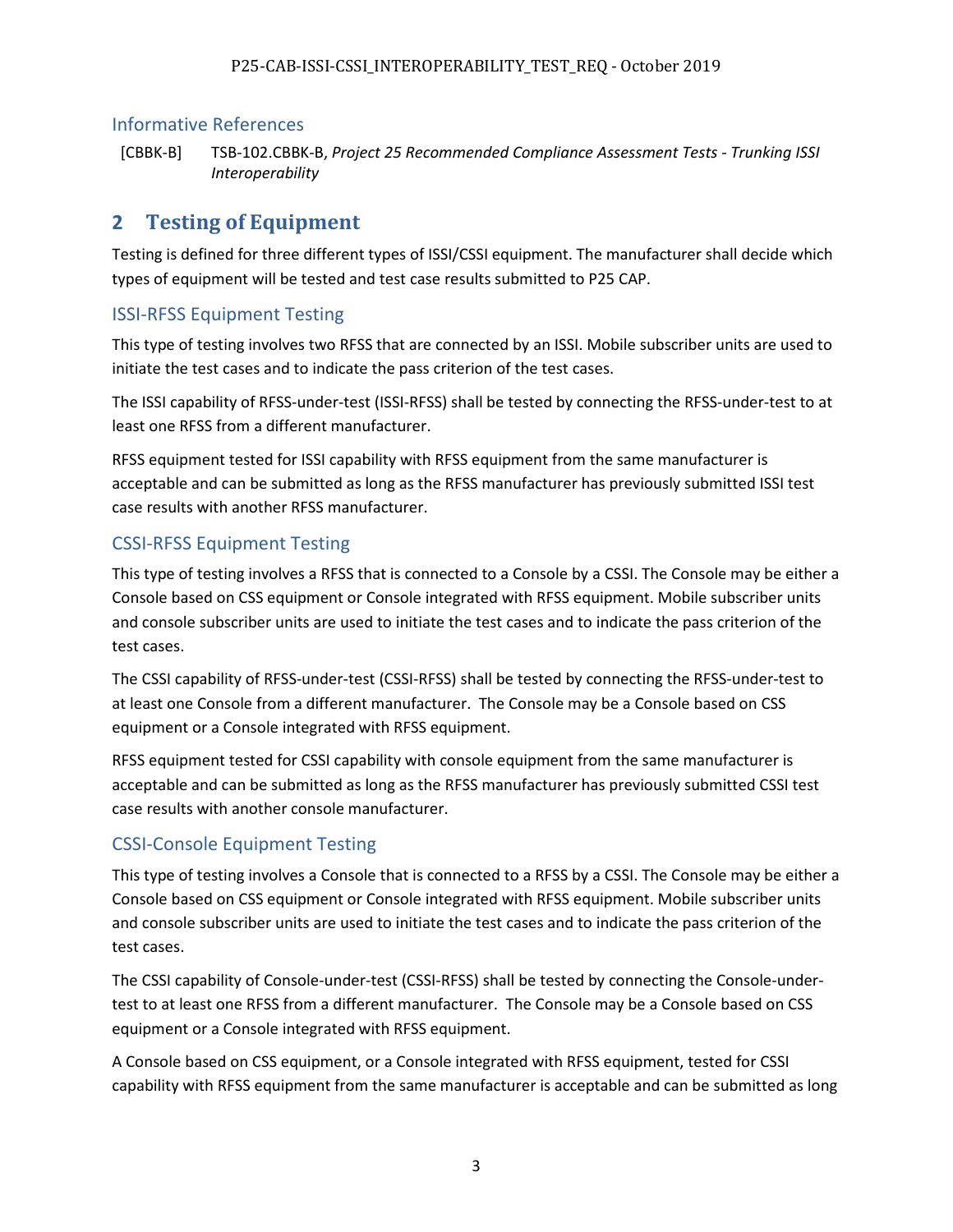### Informative References

[CBBK-B] TSB-102.CBBK-B, *Project 25 Recommended Compliance Assessment Tests - Trunking ISSI Interoperability*

## 2 Testing of Equipment

Testing is defined for three different types of ISSI/CSSI equipment. The manufacturer shall decide which types of equipment will be tested and test case results submitted to P25 CAP.

### ISSI-RFSS Equipment Testing

This type of testing involves two RFSS that are connected by an ISSI. Mobile subscriber units are used to initiate the test cases and to indicate the pass criterion of the test cases.

The ISSI capability of RFSS-under-test (ISSI-RFSS) shall be tested by connecting the RFSS-under-test to at least one RFSS from a different manufacturer.

RFSS equipment tested for ISSI capability with RFSS equipment from the same manufacturer is acceptable and can be submitted as long as the RFSS manufacturer has previously submitted ISSI test case results with another RFSS manufacturer.

### CSSI-RFSS Equipment Testing

This type of testing involves a RFSS that is connected to a Console by a CSSI. The Console may be either a Console based on CSS equipment or Console integrated with RFSS equipment. Mobile subscriber units and console subscriber units are used to initiate the test cases and to indicate the pass criterion of the test cases.

The CSSI capability of RFSS-under-test (CSSI-RFSS) shall be tested by connecting the RFSS-under-test to at least one Console from a different manufacturer. The Console may be a Console based on CSS equipment or a Console integrated with RFSS equipment.

RFSS equipment tested for CSSI capability with console equipment from the same manufacturer is acceptable and can be submitted as long as the RFSS manufacturer has previously submitted CSSI test case results with another console manufacturer.

### CSSI-Console Equipment Testing

This type of testing involves a Console that is connected to a RFSS by a CSSI. The Console may be either a Console based on CSS equipment or Console integrated with RFSS equipment. Mobile subscriber units and console subscriber units are used to initiate the test cases and to indicate the pass criterion of the test cases.

The CSSI capability of Console-under-test (CSSI-RFSS) shall be tested by connecting the Console-under-test to at least one RFSS from a different manufacturer. The Console may be a Console based on CSS equipment or a Console integrated with RFSS equipment.

A Console based on CSS equipment, or a Console integrated with RFSS equipment, tested for CSSI capability with RFSS equipment from the same manufacturer is acceptable and can be submitted as long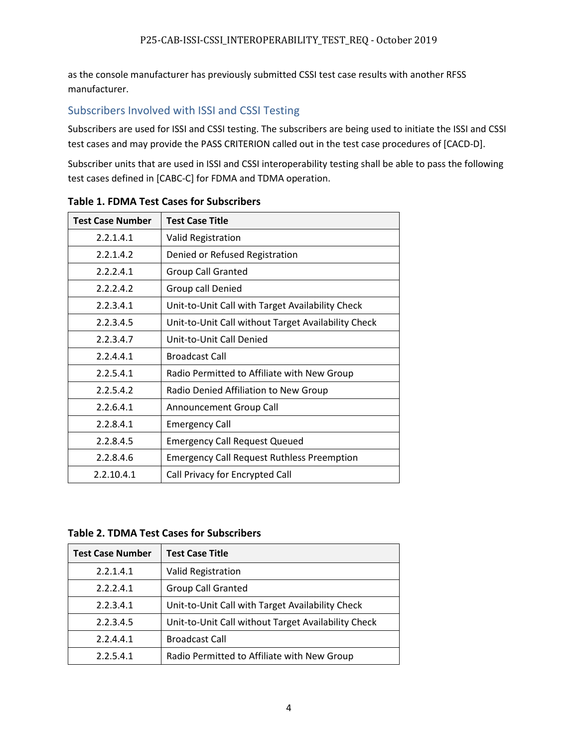as the console manufacturer has previously submitted CSSI test case results with another RFSS manufacturer.

## Subscribers Involved with ISSI and CSSI Testing

Subscribers are used for ISSI and CSSI testing. The subscribers are being used to initiate the ISSI and CSSI test cases and may provide the PASS CRITERION called out in the test case procedures of [CACD-D].

Subscriber units that are used in ISSI and CSSI interoperability testing shall be able to pass the following test cases defined in [CABC-C] for FDMA and TDMA operation.

**Table 1. FDMA Test Cases for Subscribers**

| Test Case Number | Test Case Title |
|---|---|
| 2.2.1.4.1 | Valid Registration |
| 2.2.1.4.2 | Denied or Refused Registration |
| 2.2.2.4.1 | Group Call Granted |
| 2.2.2.4.2 | Group call Denied |
| 2.2.3.4.1 | Unit-to-Unit Call with Target Availability Check |
| 2.2.3.4.5 | Unit-to-Unit Call without Target Availability Check |
| 2.2.3.4.7 | Unit-to-Unit Call Denied |
| 2.2.4.4.1 | Broadcast Call |
| 2.2.5.4.1 | Radio Permitted to Affiliate with New Group |
| 2.2.5.4.2 | Radio Denied Affiliation to New Group |
| 2.2.6.4.1 | Announcement Group Call |
| 2.2.8.4.1 | Emergency Call |
| 2.2.8.4.5 | Emergency Call Request Queued |
| 2.2.8.4.6 | Emergency Call Request Ruthless Preemption |
| 2.2.10.4.1 | Call Privacy for Encrypted Call |

**Table 2. TDMA Test Cases for Subscribers**

| Test Case Number | Test Case Title |
|---|---|
| 2.2.1.4.1 | Valid Registration |
| 2.2.2.4.1 | Group Call Granted |
| 2.2.3.4.1 | Unit-to-Unit Call with Target Availability Check |
| 2.2.3.4.5 | Unit-to-Unit Call without Target Availability Check |
| 2.2.4.4.1 | Broadcast Call |
| 2.2.5.4.1 | Radio Permitted to Affiliate with New Group |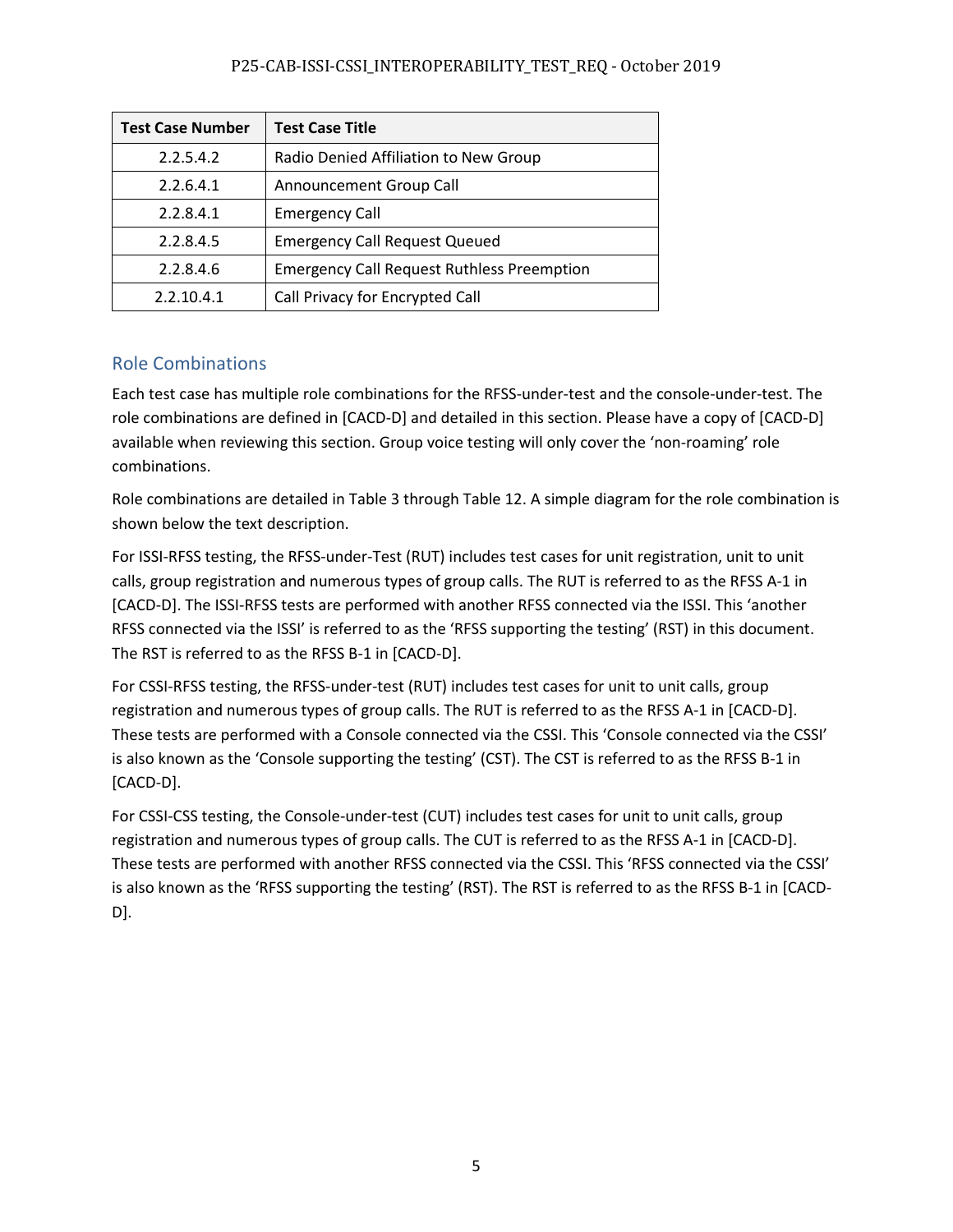| Test Case Number | Test Case Title |
|---|---|
| 2.2.5.4.2 | Radio Denied Affiliation to New Group |
| 2.2.6.4.1 | Announcement Group Call |
| 2.2.8.4.1 | Emergency Call |
| 2.2.8.4.5 | Emergency Call Request Queued |
| 2.2.8.4.6 | Emergency Call Request Ruthless Preemption |
| 2.2.10.4.1 | Call Privacy for Encrypted Call |

## Role Combinations

Each test case has multiple role combinations for the RFSS-under-test and the console-under-test. The role combinations are defined in [CACD-D] and detailed in this section. Please have a copy of [CACD-D] available when reviewing this section. Group voice testing will only cover the 'non-roaming' role combinations.

Role combinations are detailed in Table 3 through Table 12. A simple diagram for the role combination is shown below the text description.

For ISSI-RFSS testing, the RFSS-under-Test (RUT) includes test cases for unit registration, unit to unit calls, group registration and numerous types of group calls. The RUT is referred to as the RFSS A-1 in [CACD-D]. The ISSI-RFSS tests are performed with another RFSS connected via the ISSI. This 'another RFSS connected via the ISSI' is referred to as the 'RFSS supporting the testing' (RST) in this document. The RST is referred to as the RFSS B-1 in [CACD-D].

For CSSI-RFSS testing, the RFSS-under-test (RUT) includes test cases for unit to unit calls, group registration and numerous types of group calls. The RUT is referred to as the RFSS A-1 in [CACD-D]. These tests are performed with a Console connected via the CSSI. This 'Console connected via the CSSI' is also known as the 'Console supporting the testing' (CST). The CST is referred to as the RFSS B-1 in [CACD-D].

For CSSI-CSS testing, the Console-under-test (CUT) includes test cases for unit to unit calls, group registration and numerous types of group calls. The CUT is referred to as the RFSS A-1 in [CACD-D]. These tests are performed with another RFSS connected via the CSSI. This 'RFSS connected via the CSSI' is also known as the 'RFSS supporting the testing' (RST). The RST is referred to as the RFSS B-1 in [CACD-D].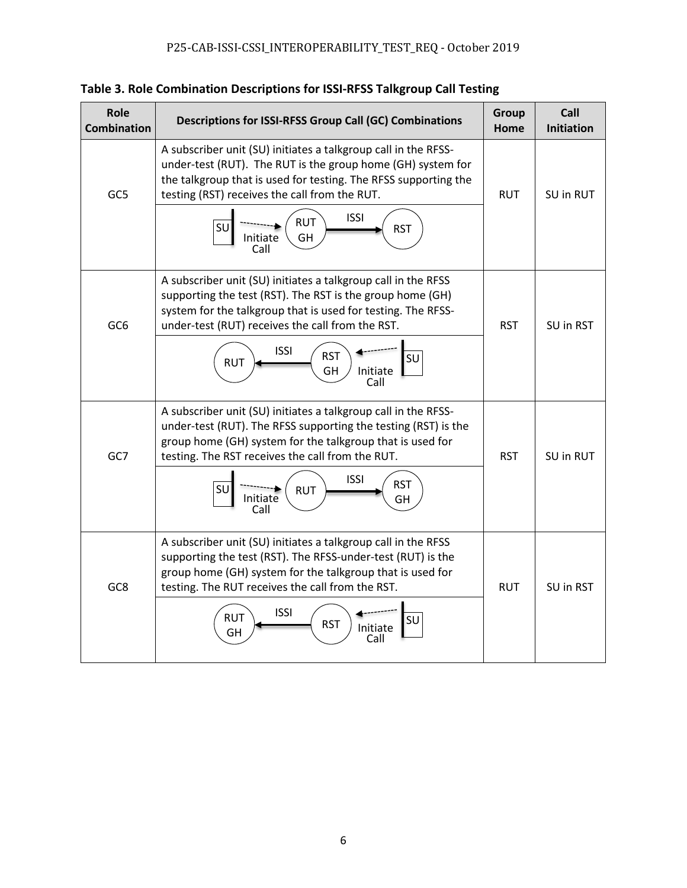**Table 3. Role Combination Descriptions for ISSI-RFSS Talkgroup Call Testing**

| Role Combination | Descriptions for ISSI-RFSS Group Call (GC) Combinations | Group Home | Call Initiation |
|---|---|---|---|
| GC5 | A subscriber unit (SU) initiates a talkgroup call in the RFSS-under-test (RUT). The RUT is the group home (GH) system for the talkgroup that is used for testing. The RFSS supporting the testing (RST) receives the call from the RUT. | RUT | SU in RUT |
| | SU → Initiate Call → RUT GH → ISSI → RST | | |
| GC6 | A subscriber unit (SU) initiates a talkgroup call in the RFSS supporting the test (RST). The RST is the group home (GH) system for the talkgroup that is used for testing. The RFSS-under-test (RUT) receives the call from the RST. | RST | SU in RST |
| | RUT ← ISSI ← RST GH ← Initiate Call ← SU | | |
| GC7 | A subscriber unit (SU) initiates a talkgroup call in the RFSS-under-test (RUT). The RFSS supporting the testing (RST) is the group home (GH) system for the talkgroup that is used for testing. The RST receives the call from the RUT. | RST | SU in RUT |
| | SU → Initiate Call → RUT → ISSI → RST GH | | |
| GC8 | A subscriber unit (SU) initiates a talkgroup call in the RFSS supporting the test (RST). The RFSS-under-test (RUT) is the group home (GH) system for the talkgroup that is used for testing. The RUT receives the call from the RST. | RUT | SU in RST |
| | RUT GH ← ISSI ← RST ← Initiate Call ← SU | | |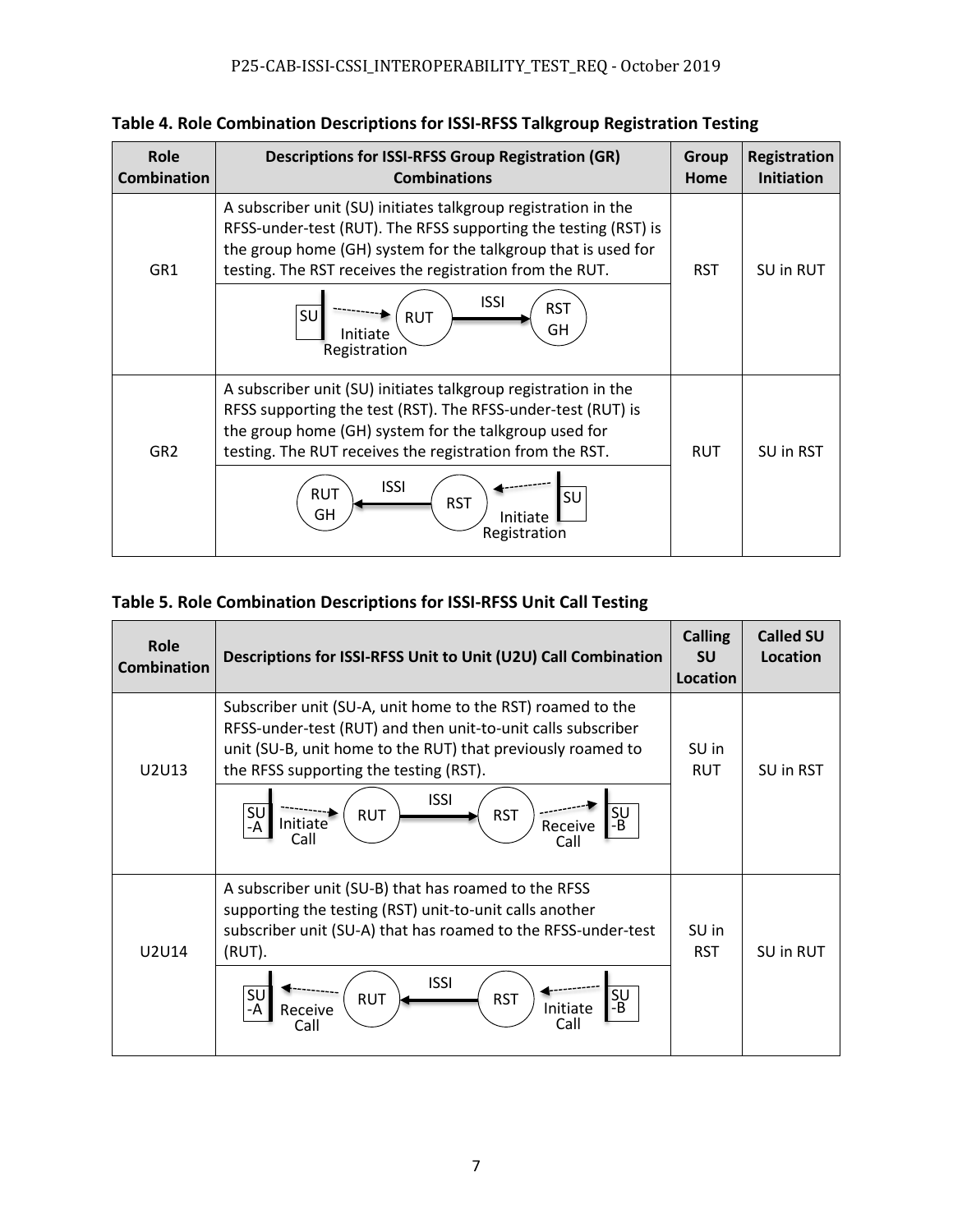**Table 4. Role Combination Descriptions for ISSI-RFSS Talkgroup Registration Testing**

| Role Combination | Descriptions for ISSI-RFSS Group Registration (GR) Combinations | Group Home | Registration Initiation |
|---|---|---|---|
| GR1 | A subscriber unit (SU) initiates talkgroup registration in the RFSS-under-test (RUT). The RFSS supporting the testing (RST) is the group home (GH) system for the talkgroup that is used for testing. The RST receives the registration from the RUT. SU → Initiate Registration → RUT → ISSI → RST GH | RST | SU in RUT |
| GR2 | A subscriber unit (SU) initiates talkgroup registration in the RFSS supporting the test (RST). The RFSS-under-test (RUT) is the group home (GH) system for the talkgroup used for testing. The RUT receives the registration from the RST. RUT GH ← ISSI ← RST ← Initiate Registration ← SU | RUT | SU in RST |

**Table 5. Role Combination Descriptions for ISSI-RFSS Unit Call Testing**

| Role Combination | Descriptions for ISSI-RFSS Unit to Unit (U2U) Call Combination | Calling SU Location | Called SU Location |
|---|---|---|---|
| U2U13 | Subscriber unit (SU-A, unit home to the RST) roamed to the RFSS-under-test (RUT) and then unit-to-unit calls subscriber unit (SU-B, unit home to the RUT) that previously roamed to the RFSS supporting the testing (RST). SU-A → Initiate Call → RUT → ISSI → RST → Receive Call → SU-B | SU in RUT | SU in RST |
| U2U14 | A subscriber unit (SU-B) that has roamed to the RFSS supporting the testing (RST) unit-to-unit calls another subscriber unit (SU-A) that has roamed to the RFSS-under-test (RUT). SU-A ← Receive Call ← RUT ← ISSI ← RST ← Initiate Call ← SU-B | SU in RST | SU in RUT |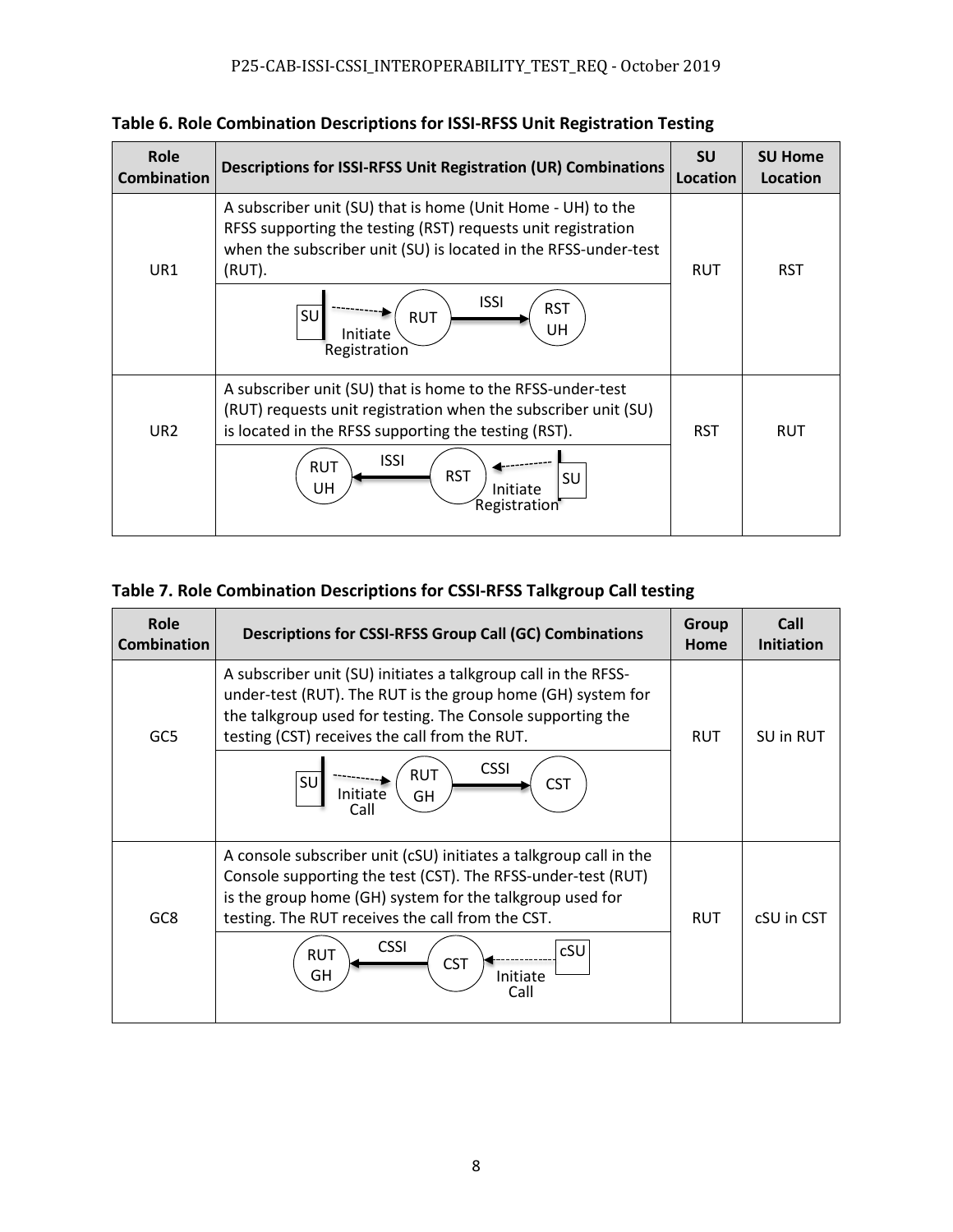**Table 6. Role Combination Descriptions for ISSI-RFSS Unit Registration Testing**

| Role Combination | Descriptions for ISSI-RFSS Unit Registration (UR) Combinations | SU Location | SU Home Location |
|---|---|---|---|
| UR1 | A subscriber unit (SU) that is home (Unit Home - UH) to the RFSS supporting the testing (RST) requests unit registration when the subscriber unit (SU) is located in the RFSS-under-test (RUT).<br>SU --Initiate Registration--> RUT --ISSI--> RST UH | RUT | RST |
| UR2 | A subscriber unit (SU) that is home to the RFSS-under-test (RUT) requests unit registration when the subscriber unit (SU) is located in the RFSS supporting the testing (RST).<br>RUT UH <--ISSI-- RST <--Initiate Registration-- SU | RST | RUT |

**Table 7. Role Combination Descriptions for CSSI-RFSS Talkgroup Call testing**

| Role Combination | Descriptions for CSSI-RFSS Group Call (GC) Combinations | Group Home | Call Initiation |
|---|---|---|---|
| GC5 | A subscriber unit (SU) initiates a talkgroup call in the RFSS-under-test (RUT). The RUT is the group home (GH) system for the talkgroup used for testing. The Console supporting the testing (CST) receives the call from the RUT.<br>SU --Initiate Call--> RUT GH --CSSI--> CST | RUT | SU in RUT |
| GC8 | A console subscriber unit (cSU) initiates a talkgroup call in the Console supporting the test (CST). The RFSS-under-test (RUT) is the group home (GH) system for the talkgroup used for testing. The RUT receives the call from the CST.<br>RUT GH <--CSSI-- CST <--Initiate Call-- cSU | RUT | cSU in CST |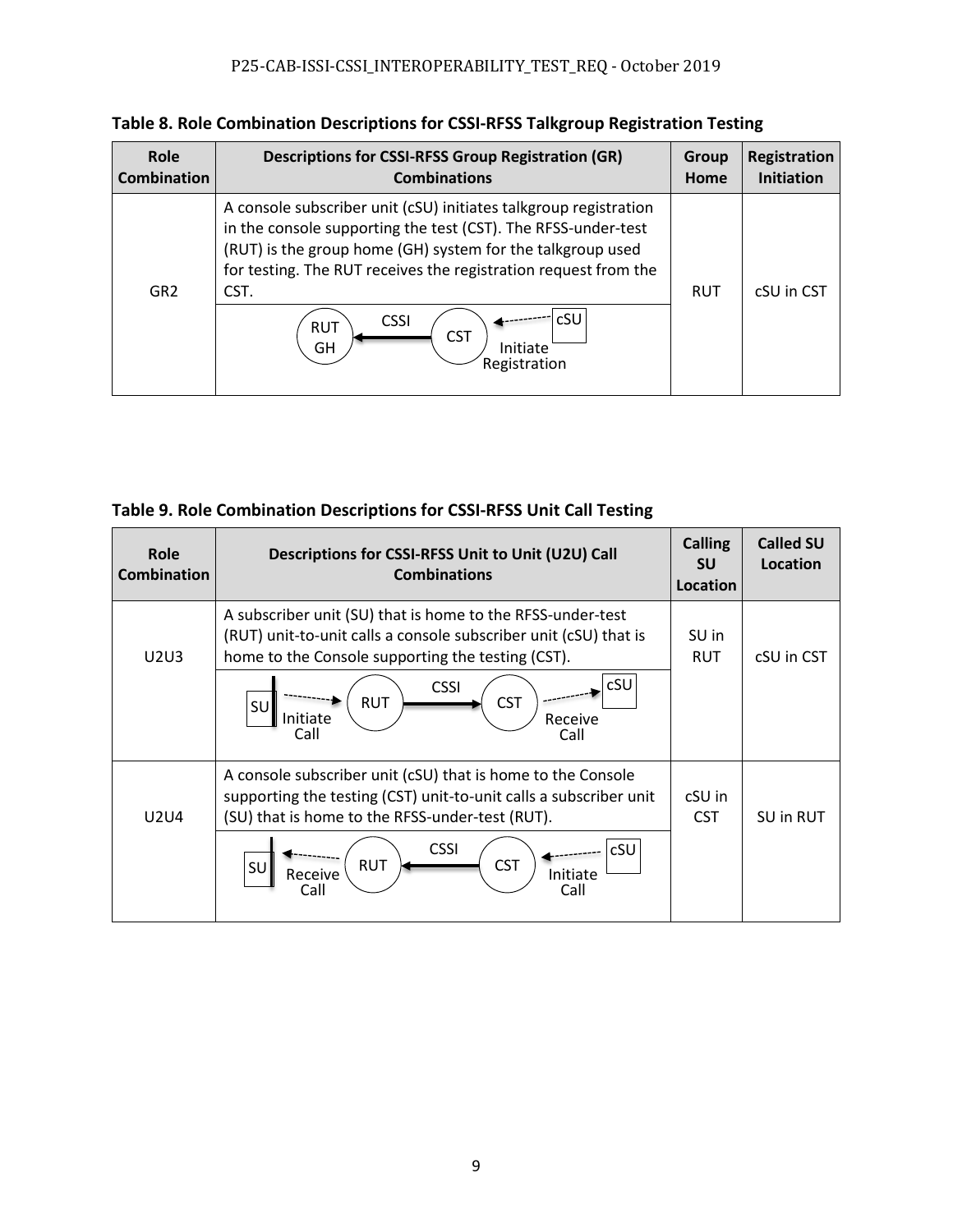**Table 8. Role Combination Descriptions for CSSI-RFSS Talkgroup Registration Testing**

| Role Combination | Descriptions for CSSI-RFSS Group Registration (GR) Combinations | Group Home | Registration Initiation |
|---|---|---|---|
| GR2 | A console subscriber unit (cSU) initiates talkgroup registration in the console supporting the test (CST). The RFSS-under-test (RUT) is the group home (GH) system for the talkgroup used for testing. The RUT receives the registration request from the CST. | RUT | cSU in CST |
| | RUT GH ← CSSI — CST ← cSU (Initiate Registration) | | |

**Table 9. Role Combination Descriptions for CSSI-RFSS Unit Call Testing**

| Role Combination | Descriptions for CSSI-RFSS Unit to Unit (U2U) Call Combinations | Calling SU Location | Called SU Location |
|---|---|---|---|
| U2U3 | A subscriber unit (SU) that is home to the RFSS-under-test (RUT) unit-to-unit calls a console subscriber unit (cSU) that is home to the Console supporting the testing (CST). | SU in RUT | cSU in CST |
| | SU (Initiate Call) → RUT — CSSI → CST → cSU (Receive Call) | | |
| U2U4 | A console subscriber unit (cSU) that is home to the Console supporting the testing (CST) unit-to-unit calls a subscriber unit (SU) that is home to the RFSS-under-test (RUT). | cSU in CST | SU in RUT |
| | SU (Receive Call) ← RUT ← CSSI — CST ← cSU (Initiate Call) | | |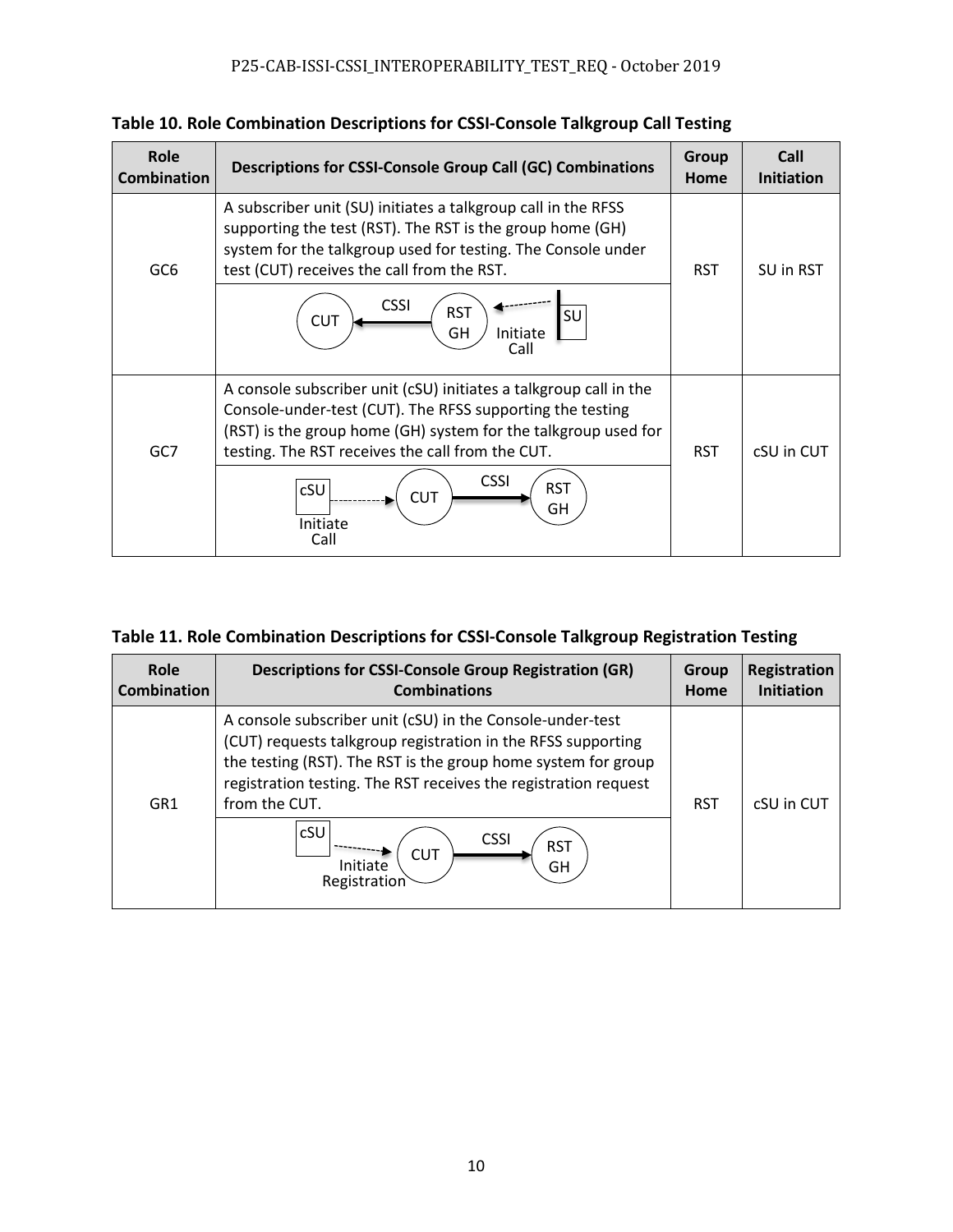**Table 10. Role Combination Descriptions for CSSI-Console Talkgroup Call Testing**

| Role Combination | Descriptions for CSSI-Console Group Call (GC) Combinations | Group Home | Call Initiation |
| --- | --- | --- | --- |
| GC6 | A subscriber unit (SU) initiates a talkgroup call in the RFSS supporting the test (RST). The RST is the group home (GH) system for the talkgroup used for testing. The Console under test (CUT) receives the call from the RST. | RST | SU in RST |
| | CUT ← CSSI ← RST GH ← Initiate Call ← SU | | |
| GC7 | A console subscriber unit (cSU) initiates a talkgroup call in the Console-under-test (CUT). The RFSS supporting the testing (RST) is the group home (GH) system for the talkgroup used for testing. The RST receives the call from the CUT. | RST | cSU in CUT |
| | cSU → Initiate Call → CUT → CSSI → RST GH | | |

**Table 11. Role Combination Descriptions for CSSI-Console Talkgroup Registration Testing**

| Role Combination | Descriptions for CSSI-Console Group Registration (GR) Combinations | Group Home | Registration Initiation |
| --- | --- | --- | --- |
| GR1 | A console subscriber unit (cSU) in the Console-under-test (CUT) requests talkgroup registration in the RFSS supporting the testing (RST). The RST is the group home system for group registration testing. The RST receives the registration request from the CUT. | RST | cSU in CUT |
| | cSU → Initiate Registration → CUT → CSSI → RST GH | | |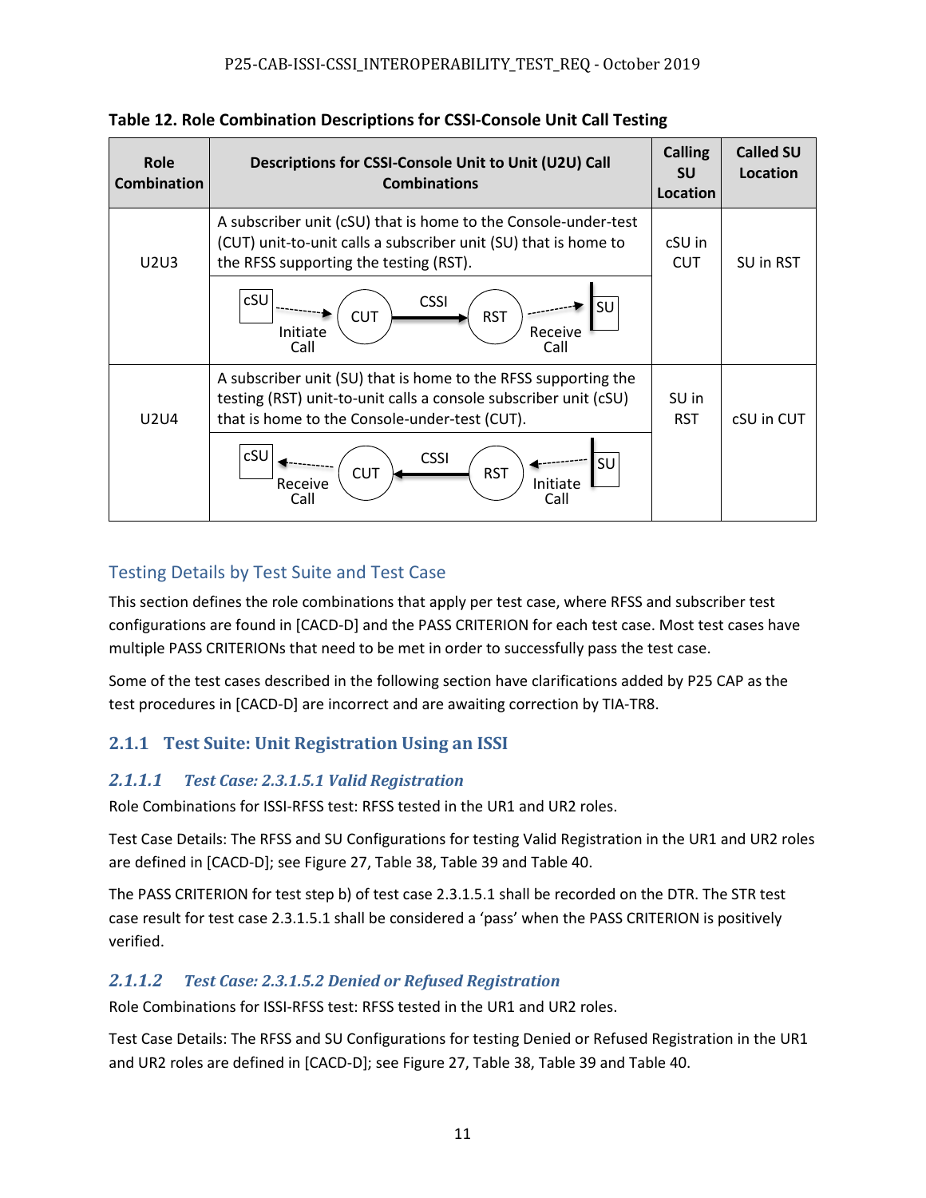**Table 12. Role Combination Descriptions for CSSI-Console Unit Call Testing**

| Role Combination | Descriptions for CSSI-Console Unit to Unit (U2U) Call Combinations | Calling SU Location | Called SU Location |
|---|---|---|---|
| U2U3 | A subscriber unit (cSU) that is home to the Console-under-test (CUT) unit-to-unit calls a subscriber unit (SU) that is home to the RFSS supporting the testing (RST).<br>cSU (Initiate Call) → CUT → CSSI → RST → SU (Receive Call) | cSU in CUT | SU in RST |
| U2U4 | A subscriber unit (SU) that is home to the RFSS supporting the testing (RST) unit-to-unit calls a console subscriber unit (cSU) that is home to the Console-under-test (CUT).<br>cSU (Receive Call) ← CUT ← CSSI ← RST ← SU (Initiate Call) | SU in RST | cSU in CUT |

## Testing Details by Test Suite and Test Case

This section defines the role combinations that apply per test case, where RFSS and subscriber test configurations are found in [CACD-D] and the PASS CRITERION for each test case. Most test cases have multiple PASS CRITERIONs that need to be met in order to successfully pass the test case.

Some of the test cases described in the following section have clarifications added by P25 CAP as the test procedures in [CACD-D] are incorrect and are awaiting correction by TIA-TR8.

### 2.1.1 Test Suite: Unit Registration Using an ISSI

#### *2.1.1.1 Test Case: 2.3.1.5.1 Valid Registration*

Role Combinations for ISSI-RFSS test: RFSS tested in the UR1 and UR2 roles.

Test Case Details: The RFSS and SU Configurations for testing Valid Registration in the UR1 and UR2 roles are defined in [CACD-D]; see Figure 27, Table 38, Table 39 and Table 40.

The PASS CRITERION for test step b) of test case 2.3.1.5.1 shall be recorded on the DTR. The STR test case result for test case 2.3.1.5.1 shall be considered a 'pass' when the PASS CRITERION is positively verified.

#### *2.1.1.2 Test Case: 2.3.1.5.2 Denied or Refused Registration*

Role Combinations for ISSI-RFSS test: RFSS tested in the UR1 and UR2 roles.

Test Case Details: The RFSS and SU Configurations for testing Denied or Refused Registration in the UR1 and UR2 roles are defined in [CACD-D]; see Figure 27, Table 38, Table 39 and Table 40.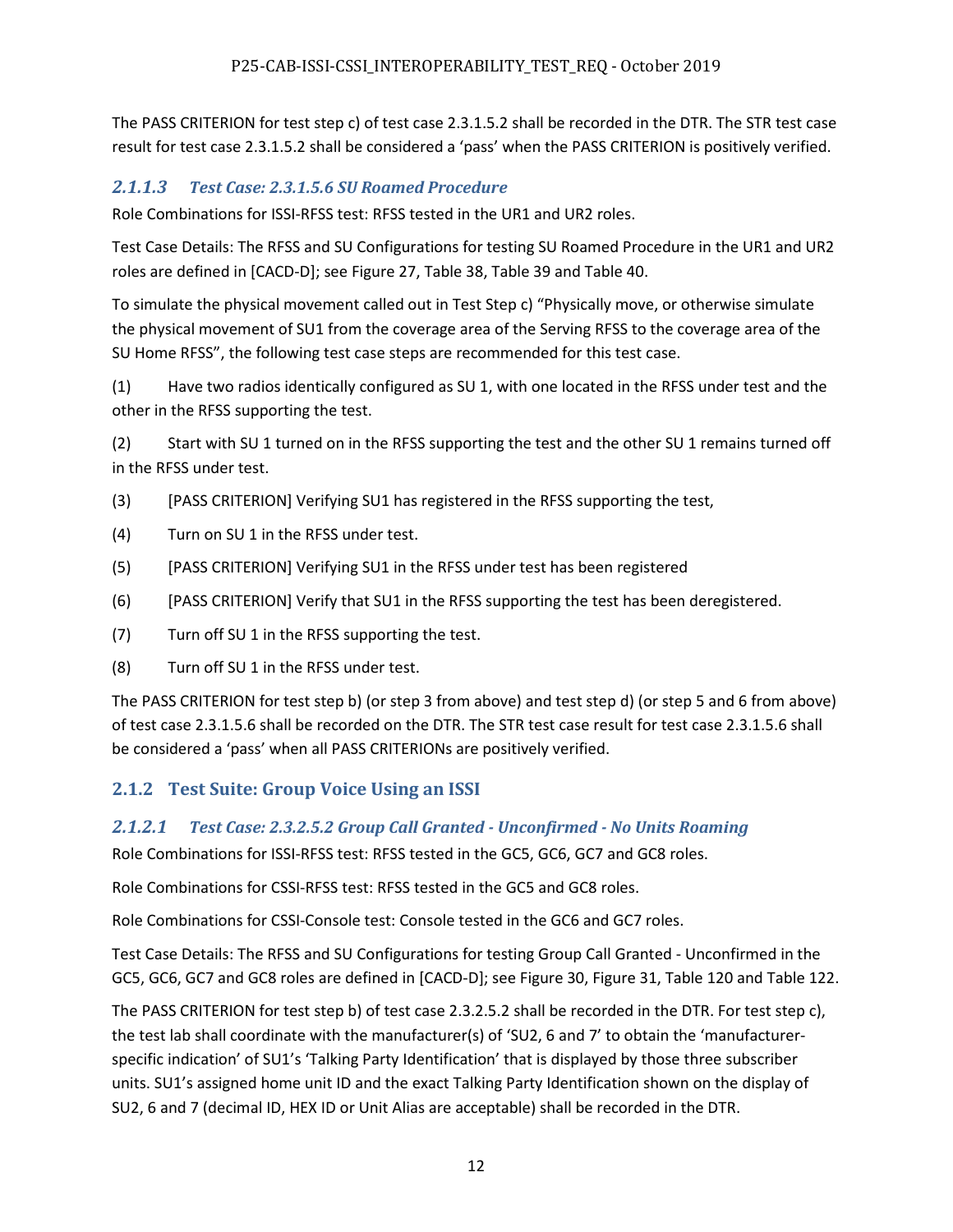The PASS CRITERION for test step c) of test case 2.3.1.5.2 shall be recorded in the DTR. The STR test case result for test case 2.3.1.5.2 shall be considered a 'pass' when the PASS CRITERION is positively verified.

#### *2.1.1.3 Test Case: 2.3.1.5.6 SU Roamed Procedure*

Role Combinations for ISSI-RFSS test: RFSS tested in the UR1 and UR2 roles.

Test Case Details: The RFSS and SU Configurations for testing SU Roamed Procedure in the UR1 and UR2 roles are defined in [CACD-D]; see Figure 27, Table 38, Table 39 and Table 40.

To simulate the physical movement called out in Test Step c) "Physically move, or otherwise simulate the physical movement of SU1 from the coverage area of the Serving RFSS to the coverage area of the SU Home RFSS", the following test case steps are recommended for this test case.

(1) Have two radios identically configured as SU 1, with one located in the RFSS under test and the other in the RFSS supporting the test.

(2) Start with SU 1 turned on in the RFSS supporting the test and the other SU 1 remains turned off in the RFSS under test.

(3) [PASS CRITERION] Verifying SU1 has registered in the RFSS supporting the test,

(4) Turn on SU 1 in the RFSS under test.

(5) [PASS CRITERION] Verifying SU1 in the RFSS under test has been registered

(6) [PASS CRITERION] Verify that SU1 in the RFSS supporting the test has been deregistered.

(7) Turn off SU 1 in the RFSS supporting the test.

(8) Turn off SU 1 in the RFSS under test.

The PASS CRITERION for test step b) (or step 3 from above) and test step d) (or step 5 and 6 from above) of test case 2.3.1.5.6 shall be recorded on the DTR. The STR test case result for test case 2.3.1.5.6 shall be considered a 'pass' when all PASS CRITERIONs are positively verified.

### 2.1.2 Test Suite: Group Voice Using an ISSI

#### *2.1.2.1 Test Case: 2.3.2.5.2 Group Call Granted - Unconfirmed - No Units Roaming*

Role Combinations for ISSI-RFSS test: RFSS tested in the GC5, GC6, GC7 and GC8 roles.

Role Combinations for CSSI-RFSS test: RFSS tested in the GC5 and GC8 roles.

Role Combinations for CSSI-Console test: Console tested in the GC6 and GC7 roles.

Test Case Details: The RFSS and SU Configurations for testing Group Call Granted - Unconfirmed in the GC5, GC6, GC7 and GC8 roles are defined in [CACD-D]; see Figure 30, Figure 31, Table 120 and Table 122.

The PASS CRITERION for test step b) of test case 2.3.2.5.2 shall be recorded in the DTR. For test step c), the test lab shall coordinate with the manufacturer(s) of 'SU2, 6 and 7' to obtain the 'manufacturer-specific indication' of SU1's 'Talking Party Identification' that is displayed by those three subscriber units. SU1's assigned home unit ID and the exact Talking Party Identification shown on the display of SU2, 6 and 7 (decimal ID, HEX ID or Unit Alias are acceptable) shall be recorded in the DTR.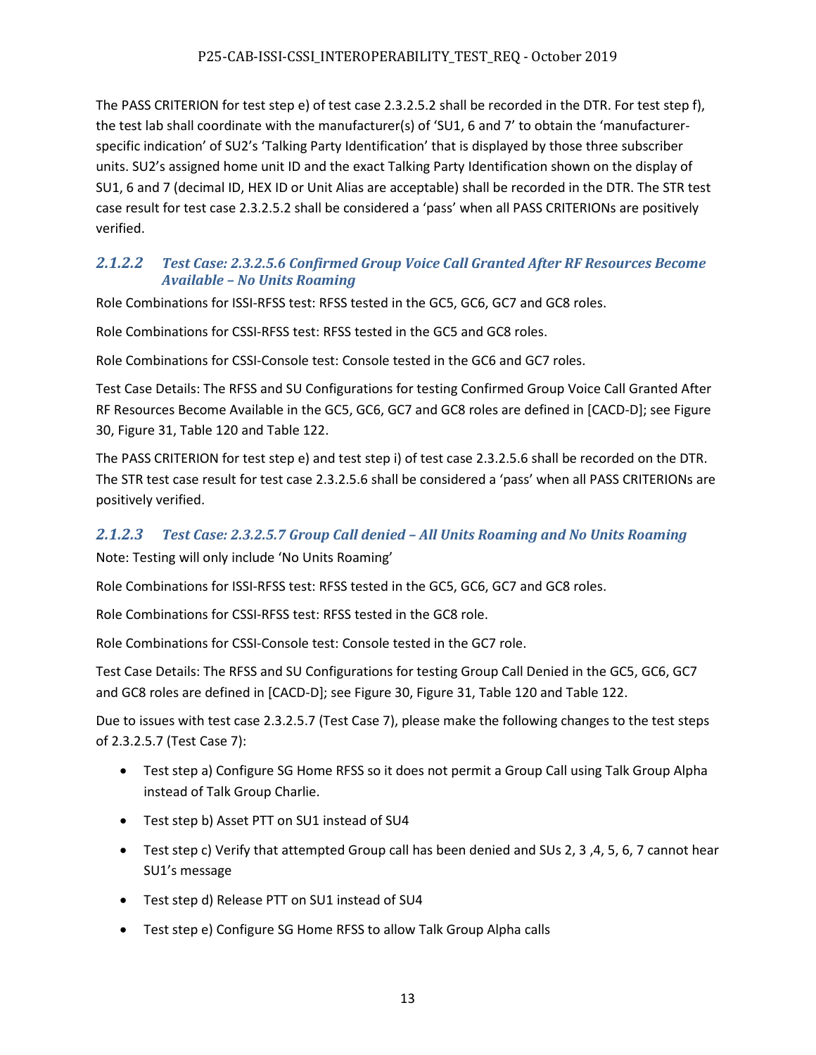The PASS CRITERION for test step e) of test case 2.3.2.5.2 shall be recorded in the DTR. For test step f), the test lab shall coordinate with the manufacturer(s) of 'SU1, 6 and 7' to obtain the 'manufacturer-specific indication' of SU2's 'Talking Party Identification' that is displayed by those three subscriber units. SU2's assigned home unit ID and the exact Talking Party Identification shown on the display of SU1, 6 and 7 (decimal ID, HEX ID or Unit Alias are acceptable) shall be recorded in the DTR. The STR test case result for test case 2.3.2.5.2 shall be considered a 'pass' when all PASS CRITERIONs are positively verified.

### *2.1.2.2 Test Case: 2.3.2.5.6 Confirmed Group Voice Call Granted After RF Resources Become Available – No Units Roaming*

Role Combinations for ISSI-RFSS test: RFSS tested in the GC5, GC6, GC7 and GC8 roles.

Role Combinations for CSSI-RFSS test: RFSS tested in the GC5 and GC8 roles.

Role Combinations for CSSI-Console test: Console tested in the GC6 and GC7 roles.

Test Case Details: The RFSS and SU Configurations for testing Confirmed Group Voice Call Granted After RF Resources Become Available in the GC5, GC6, GC7 and GC8 roles are defined in [CACD-D]; see Figure 30, Figure 31, Table 120 and Table 122.

The PASS CRITERION for test step e) and test step i) of test case 2.3.2.5.6 shall be recorded on the DTR. The STR test case result for test case 2.3.2.5.6 shall be considered a 'pass' when all PASS CRITERIONs are positively verified.

### *2.1.2.3 Test Case: 2.3.2.5.7 Group Call denied – All Units Roaming and No Units Roaming*

Note: Testing will only include 'No Units Roaming'

Role Combinations for ISSI-RFSS test: RFSS tested in the GC5, GC6, GC7 and GC8 roles.

Role Combinations for CSSI-RFSS test: RFSS tested in the GC8 role.

Role Combinations for CSSI-Console test: Console tested in the GC7 role.

Test Case Details: The RFSS and SU Configurations for testing Group Call Denied in the GC5, GC6, GC7 and GC8 roles are defined in [CACD-D]; see Figure 30, Figure 31, Table 120 and Table 122.

Due to issues with test case 2.3.2.5.7 (Test Case 7), please make the following changes to the test steps of 2.3.2.5.7 (Test Case 7):

- Test step a) Configure SG Home RFSS so it does not permit a Group Call using Talk Group Alpha instead of Talk Group Charlie.
- Test step b) Asset PTT on SU1 instead of SU4
- Test step c) Verify that attempted Group call has been denied and SUs 2, 3 ,4, 5, 6, 7 cannot hear SU1's message
- Test step d) Release PTT on SU1 instead of SU4
- Test step e) Configure SG Home RFSS to allow Talk Group Alpha calls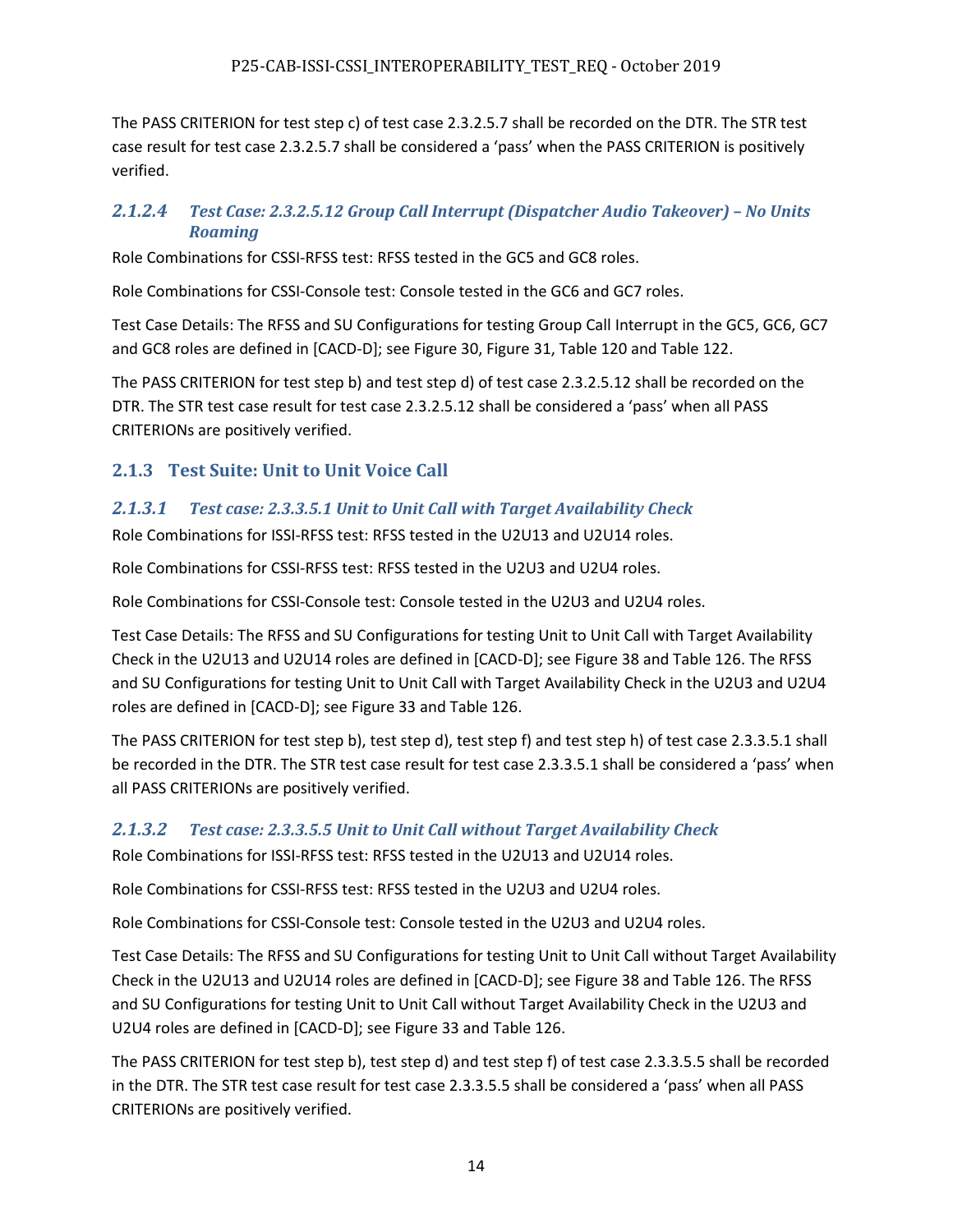The PASS CRITERION for test step c) of test case 2.3.2.5.7 shall be recorded on the DTR. The STR test case result for test case 2.3.2.5.7 shall be considered a ‘pass’ when the PASS CRITERION is positively verified.

#### *2.1.2.4 Test Case: 2.3.2.5.12 Group Call Interrupt (Dispatcher Audio Takeover) – No Units Roaming*

Role Combinations for CSSI-RFSS test: RFSS tested in the GC5 and GC8 roles.

Role Combinations for CSSI-Console test: Console tested in the GC6 and GC7 roles.

Test Case Details: The RFSS and SU Configurations for testing Group Call Interrupt in the GC5, GC6, GC7 and GC8 roles are defined in [CACD-D]; see Figure 30, Figure 31, Table 120 and Table 122.

The PASS CRITERION for test step b) and test step d) of test case 2.3.2.5.12 shall be recorded on the DTR. The STR test case result for test case 2.3.2.5.12 shall be considered a ‘pass’ when all PASS CRITERIONs are positively verified.

### 2.1.3 Test Suite: Unit to Unit Voice Call

#### *2.1.3.1 Test case: 2.3.3.5.1 Unit to Unit Call with Target Availability Check*

Role Combinations for ISSI-RFSS test: RFSS tested in the U2U13 and U2U14 roles.

Role Combinations for CSSI-RFSS test: RFSS tested in the U2U3 and U2U4 roles.

Role Combinations for CSSI-Console test: Console tested in the U2U3 and U2U4 roles.

Test Case Details: The RFSS and SU Configurations for testing Unit to Unit Call with Target Availability Check in the U2U13 and U2U14 roles are defined in [CACD-D]; see Figure 38 and Table 126. The RFSS and SU Configurations for testing Unit to Unit Call with Target Availability Check in the U2U3 and U2U4 roles are defined in [CACD-D]; see Figure 33 and Table 126.

The PASS CRITERION for test step b), test step d), test step f) and test step h) of test case 2.3.3.5.1 shall be recorded in the DTR. The STR test case result for test case 2.3.3.5.1 shall be considered a ‘pass’ when all PASS CRITERIONs are positively verified.

#### *2.1.3.2 Test case: 2.3.3.5.5 Unit to Unit Call without Target Availability Check*

Role Combinations for ISSI-RFSS test: RFSS tested in the U2U13 and U2U14 roles.

Role Combinations for CSSI-RFSS test: RFSS tested in the U2U3 and U2U4 roles.

Role Combinations for CSSI-Console test: Console tested in the U2U3 and U2U4 roles.

Test Case Details: The RFSS and SU Configurations for testing Unit to Unit Call without Target Availability Check in the U2U13 and U2U14 roles are defined in [CACD-D]; see Figure 38 and Table 126. The RFSS and SU Configurations for testing Unit to Unit Call without Target Availability Check in the U2U3 and U2U4 roles are defined in [CACD-D]; see Figure 33 and Table 126.

The PASS CRITERION for test step b), test step d) and test step f) of test case 2.3.3.5.5 shall be recorded in the DTR. The STR test case result for test case 2.3.3.5.5 shall be considered a ‘pass’ when all PASS CRITERIONs are positively verified.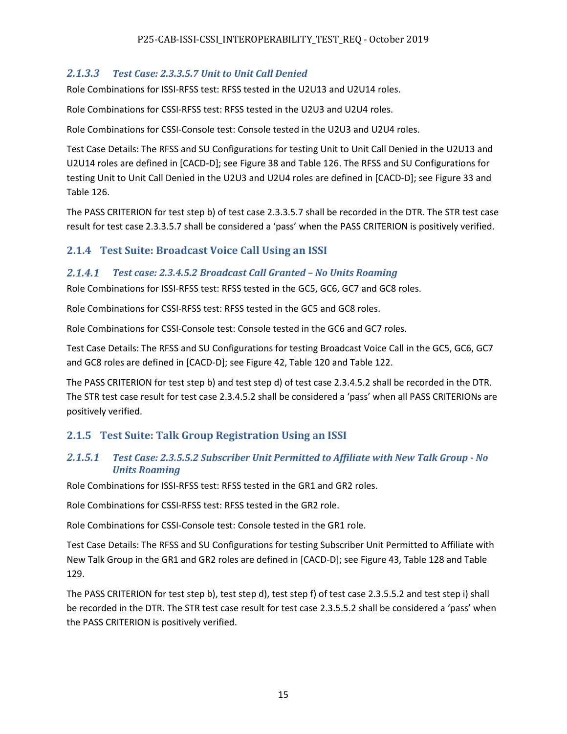#### 2.1.3.3 *Test Case: 2.3.3.5.7 Unit to Unit Call Denied*

Role Combinations for ISSI-RFSS test: RFSS tested in the U2U13 and U2U14 roles.

Role Combinations for CSSI-RFSS test: RFSS tested in the U2U3 and U2U4 roles.

Role Combinations for CSSI-Console test: Console tested in the U2U3 and U2U4 roles.

Test Case Details: The RFSS and SU Configurations for testing Unit to Unit Call Denied in the U2U13 and U2U14 roles are defined in [CACD-D]; see Figure 38 and Table 126. The RFSS and SU Configurations for testing Unit to Unit Call Denied in the U2U3 and U2U4 roles are defined in [CACD-D]; see Figure 33 and Table 126.

The PASS CRITERION for test step b) of test case 2.3.3.5.7 shall be recorded in the DTR. The STR test case result for test case 2.3.3.5.7 shall be considered a 'pass' when the PASS CRITERION is positively verified.

### 2.1.4 Test Suite: Broadcast Voice Call Using an ISSI

#### 2.1.4.1 *Test case: 2.3.4.5.2 Broadcast Call Granted – No Units Roaming*

Role Combinations for ISSI-RFSS test: RFSS tested in the GC5, GC6, GC7 and GC8 roles.

Role Combinations for CSSI-RFSS test: RFSS tested in the GC5 and GC8 roles.

Role Combinations for CSSI-Console test: Console tested in the GC6 and GC7 roles.

Test Case Details: The RFSS and SU Configurations for testing Broadcast Voice Call in the GC5, GC6, GC7 and GC8 roles are defined in [CACD-D]; see Figure 42, Table 120 and Table 122.

The PASS CRITERION for test step b) and test step d) of test case 2.3.4.5.2 shall be recorded in the DTR. The STR test case result for test case 2.3.4.5.2 shall be considered a 'pass' when all PASS CRITERIONs are positively verified.

### 2.1.5 Test Suite: Talk Group Registration Using an ISSI

#### 2.1.5.1 *Test Case: 2.3.5.5.2 Subscriber Unit Permitted to Affiliate with New Talk Group - No Units Roaming*

Role Combinations for ISSI-RFSS test: RFSS tested in the GR1 and GR2 roles.

Role Combinations for CSSI-RFSS test: RFSS tested in the GR2 role.

Role Combinations for CSSI-Console test: Console tested in the GR1 role.

Test Case Details: The RFSS and SU Configurations for testing Subscriber Unit Permitted to Affiliate with New Talk Group in the GR1 and GR2 roles are defined in [CACD-D]; see Figure 43, Table 128 and Table 129.

The PASS CRITERION for test step b), test step d), test step f) of test case 2.3.5.5.2 and test step i) shall be recorded in the DTR. The STR test case result for test case 2.3.5.5.2 shall be considered a 'pass' when the PASS CRITERION is positively verified.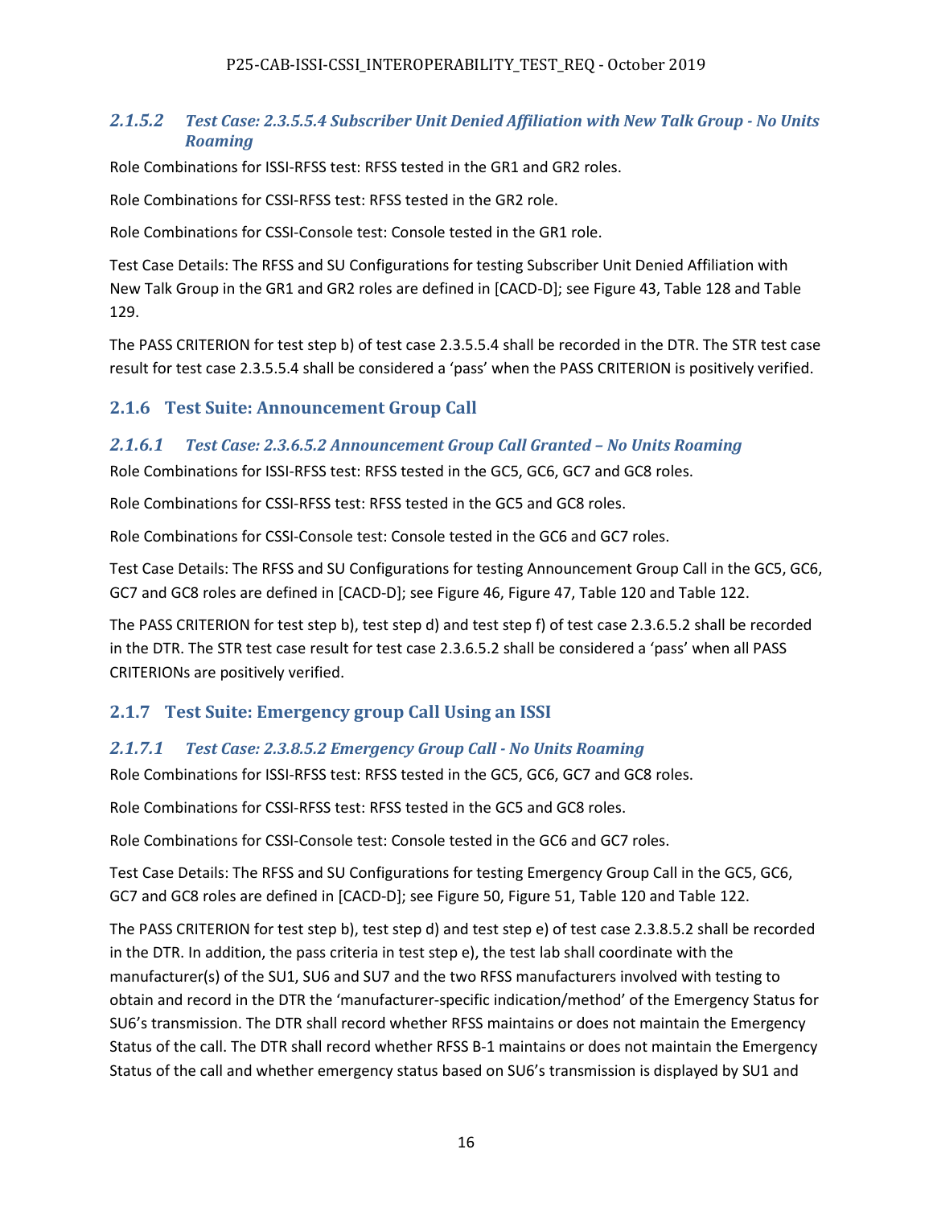#### *2.1.5.2 Test Case: 2.3.5.5.4 Subscriber Unit Denied Affiliation with New Talk Group - No Units Roaming*

Role Combinations for ISSI-RFSS test: RFSS tested in the GR1 and GR2 roles.

Role Combinations for CSSI-RFSS test: RFSS tested in the GR2 role.

Role Combinations for CSSI-Console test: Console tested in the GR1 role.

Test Case Details: The RFSS and SU Configurations for testing Subscriber Unit Denied Affiliation with New Talk Group in the GR1 and GR2 roles are defined in [CACD-D]; see Figure 43, Table 128 and Table 129.

The PASS CRITERION for test step b) of test case 2.3.5.5.4 shall be recorded in the DTR. The STR test case result for test case 2.3.5.5.4 shall be considered a 'pass' when the PASS CRITERION is positively verified.

### 2.1.6 Test Suite: Announcement Group Call

#### *2.1.6.1 Test Case: 2.3.6.5.2 Announcement Group Call Granted – No Units Roaming*

Role Combinations for ISSI-RFSS test: RFSS tested in the GC5, GC6, GC7 and GC8 roles.

Role Combinations for CSSI-RFSS test: RFSS tested in the GC5 and GC8 roles.

Role Combinations for CSSI-Console test: Console tested in the GC6 and GC7 roles.

Test Case Details: The RFSS and SU Configurations for testing Announcement Group Call in the GC5, GC6, GC7 and GC8 roles are defined in [CACD-D]; see Figure 46, Figure 47, Table 120 and Table 122.

The PASS CRITERION for test step b), test step d) and test step f) of test case 2.3.6.5.2 shall be recorded in the DTR. The STR test case result for test case 2.3.6.5.2 shall be considered a 'pass' when all PASS CRITERIONs are positively verified.

### 2.1.7 Test Suite: Emergency group Call Using an ISSI

#### *2.1.7.1 Test Case: 2.3.8.5.2 Emergency Group Call - No Units Roaming*

Role Combinations for ISSI-RFSS test: RFSS tested in the GC5, GC6, GC7 and GC8 roles.

Role Combinations for CSSI-RFSS test: RFSS tested in the GC5 and GC8 roles.

Role Combinations for CSSI-Console test: Console tested in the GC6 and GC7 roles.

Test Case Details: The RFSS and SU Configurations for testing Emergency Group Call in the GC5, GC6, GC7 and GC8 roles are defined in [CACD-D]; see Figure 50, Figure 51, Table 120 and Table 122.

The PASS CRITERION for test step b), test step d) and test step e) of test case 2.3.8.5.2 shall be recorded in the DTR. In addition, the pass criteria in test step e), the test lab shall coordinate with the manufacturer(s) of the SU1, SU6 and SU7 and the two RFSS manufacturers involved with testing to obtain and record in the DTR the 'manufacturer-specific indication/method' of the Emergency Status for SU6's transmission. The DTR shall record whether RFSS maintains or does not maintain the Emergency Status of the call. The DTR shall record whether RFSS B-1 maintains or does not maintain the Emergency Status of the call and whether emergency status based on SU6's transmission is displayed by SU1 and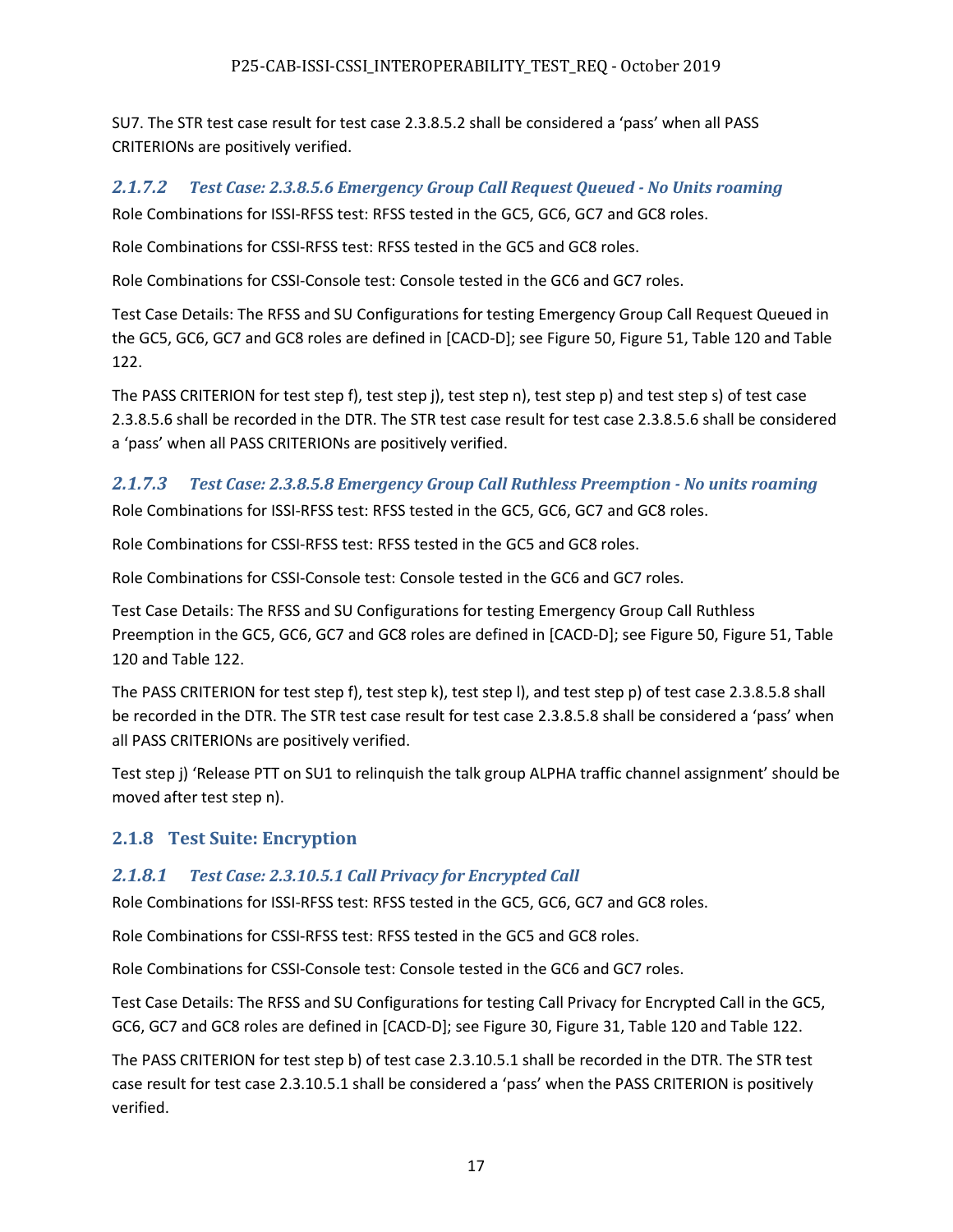SU7. The STR test case result for test case 2.3.8.5.2 shall be considered a ‘pass’ when all PASS CRITERIONs are positively verified.

#### *2.1.7.2 Test Case: 2.3.8.5.6 Emergency Group Call Request Queued - No Units roaming*

Role Combinations for ISSI-RFSS test: RFSS tested in the GC5, GC6, GC7 and GC8 roles.

Role Combinations for CSSI-RFSS test: RFSS tested in the GC5 and GC8 roles.

Role Combinations for CSSI-Console test: Console tested in the GC6 and GC7 roles.

Test Case Details: The RFSS and SU Configurations for testing Emergency Group Call Request Queued in the GC5, GC6, GC7 and GC8 roles are defined in [CACD-D]; see Figure 50, Figure 51, Table 120 and Table 122.

The PASS CRITERION for test step f), test step j), test step n), test step p) and test step s) of test case 2.3.8.5.6 shall be recorded in the DTR. The STR test case result for test case 2.3.8.5.6 shall be considered a ‘pass’ when all PASS CRITERIONs are positively verified.

#### *2.1.7.3 Test Case: 2.3.8.5.8 Emergency Group Call Ruthless Preemption - No units roaming*

Role Combinations for ISSI-RFSS test: RFSS tested in the GC5, GC6, GC7 and GC8 roles.

Role Combinations for CSSI-RFSS test: RFSS tested in the GC5 and GC8 roles.

Role Combinations for CSSI-Console test: Console tested in the GC6 and GC7 roles.

Test Case Details: The RFSS and SU Configurations for testing Emergency Group Call Ruthless Preemption in the GC5, GC6, GC7 and GC8 roles are defined in [CACD-D]; see Figure 50, Figure 51, Table 120 and Table 122.

The PASS CRITERION for test step f), test step k), test step l), and test step p) of test case 2.3.8.5.8 shall be recorded in the DTR. The STR test case result for test case 2.3.8.5.8 shall be considered a ‘pass’ when all PASS CRITERIONs are positively verified.

Test step j) ‘Release PTT on SU1 to relinquish the talk group ALPHA traffic channel assignment’ should be moved after test step n).

### 2.1.8 Test Suite: Encryption

#### *2.1.8.1 Test Case: 2.3.10.5.1 Call Privacy for Encrypted Call*

Role Combinations for ISSI-RFSS test: RFSS tested in the GC5, GC6, GC7 and GC8 roles.

Role Combinations for CSSI-RFSS test: RFSS tested in the GC5 and GC8 roles.

Role Combinations for CSSI-Console test: Console tested in the GC6 and GC7 roles.

Test Case Details: The RFSS and SU Configurations for testing Call Privacy for Encrypted Call in the GC5, GC6, GC7 and GC8 roles are defined in [CACD-D]; see Figure 30, Figure 31, Table 120 and Table 122.

The PASS CRITERION for test step b) of test case 2.3.10.5.1 shall be recorded in the DTR. The STR test case result for test case 2.3.10.5.1 shall be considered a ‘pass’ when the PASS CRITERION is positively verified.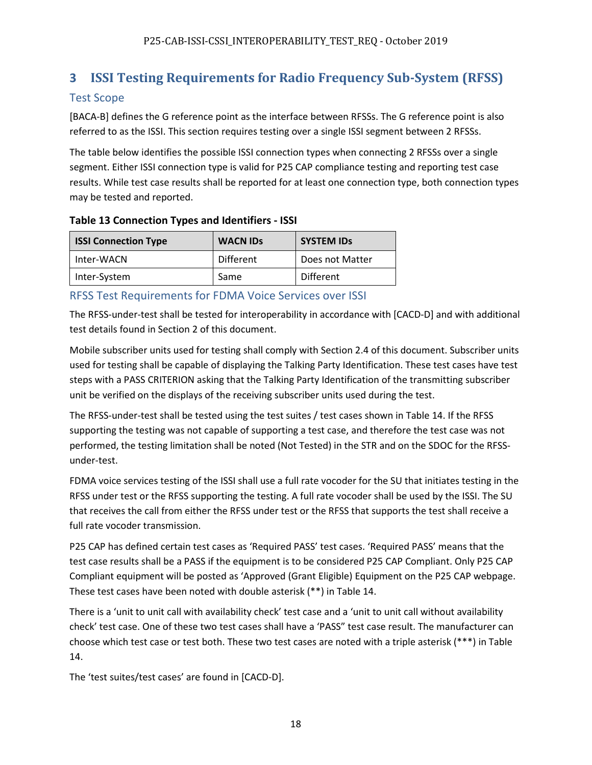# 3 ISSI Testing Requirements for Radio Frequency Sub-System (RFSS)

## Test Scope

[BACA-B] defines the G reference point as the interface between RFSSs. The G reference point is also referred to as the ISSI. This section requires testing over a single ISSI segment between 2 RFSSs.

The table below identifies the possible ISSI connection types when connecting 2 RFSSs over a single segment. Either ISSI connection type is valid for P25 CAP compliance testing and reporting test case results. While test case results shall be reported for at least one connection type, both connection types may be tested and reported.

**Table 13 Connection Types and Identifiers - ISSI**

| ISSI Connection Type | WACN IDs | SYSTEM IDs |
|---|---|---|
| Inter-WACN | Different | Does not Matter |
| Inter-System | Same | Different |

## RFSS Test Requirements for FDMA Voice Services over ISSI

The RFSS-under-test shall be tested for interoperability in accordance with [CACD-D] and with additional test details found in Section 2 of this document.

Mobile subscriber units used for testing shall comply with Section 2.4 of this document. Subscriber units used for testing shall be capable of displaying the Talking Party Identification. These test cases have test steps with a PASS CRITERION asking that the Talking Party Identification of the transmitting subscriber unit be verified on the displays of the receiving subscriber units used during the test.

The RFSS-under-test shall be tested using the test suites / test cases shown in Table 14. If the RFSS supporting the testing was not capable of supporting a test case, and therefore the test case was not performed, the testing limitation shall be noted (Not Tested) in the STR and on the SDOC for the RFSS-under-test.

FDMA voice services testing of the ISSI shall use a full rate vocoder for the SU that initiates testing in the RFSS under test or the RFSS supporting the testing. A full rate vocoder shall be used by the ISSI. The SU that receives the call from either the RFSS under test or the RFSS that supports the test shall receive a full rate vocoder transmission.

P25 CAP has defined certain test cases as 'Required PASS' test cases. 'Required PASS' means that the test case results shall be a PASS if the equipment is to be considered P25 CAP Compliant. Only P25 CAP Compliant equipment will be posted as 'Approved (Grant Eligible) Equipment on the P25 CAP webpage. These test cases have been noted with double asterisk (**) in Table 14.

There is a 'unit to unit call with availability check' test case and a 'unit to unit call without availability check' test case. One of these two test cases shall have a 'PASS" test case result. The manufacturer can choose which test case or test both. These two test cases are noted with a triple asterisk (***) in Table 14.

The 'test suites/test cases' are found in [CACD-D].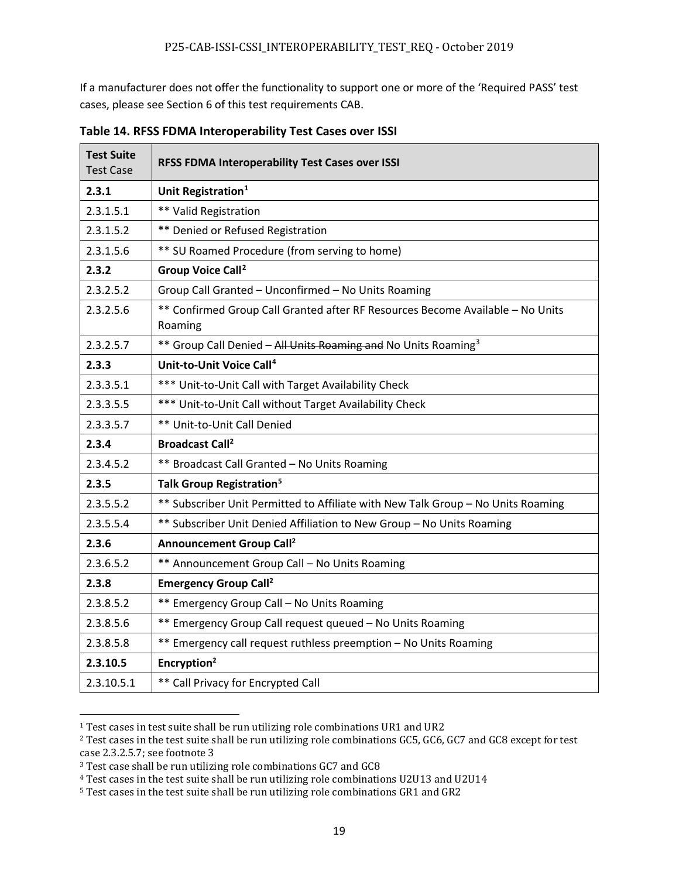If a manufacturer does not offer the functionality to support one or more of the 'Required PASS' test cases, please see Section 6 of this test requirements CAB.

**Table 14. RFSS FDMA Interoperability Test Cases over ISSI**

| **Test Suite** Test Case | **RFSS FDMA Interoperability Test Cases over ISSI** |
|---|---|
| **2.3.1** | **Unit Registration[1]** |
| 2.3.1.5.1 | ** Valid Registration |
| 2.3.1.5.2 | ** Denied or Refused Registration |
| 2.3.1.5.6 | ** SU Roamed Procedure (from serving to home) |
| **2.3.2** | **Group Voice Call[2]** |
| 2.3.2.5.2 | Group Call Granted – Unconfirmed – No Units Roaming |
| 2.3.2.5.6 | ** Confirmed Group Call Granted after RF Resources Become Available – No Units Roaming |
| 2.3.2.5.7 | ** Group Call Denied – ~~All Units Roaming and~~ No Units Roaming[3] |
| **2.3.3** | **Unit-to-Unit Voice Call[4]** |
| 2.3.3.5.1 | *** Unit-to-Unit Call with Target Availability Check |
| 2.3.3.5.5 | *** Unit-to-Unit Call without Target Availability Check |
| 2.3.3.5.7 | ** Unit-to-Unit Call Denied |
| **2.3.4** | **Broadcast Call[2]** |
| 2.3.4.5.2 | ** Broadcast Call Granted – No Units Roaming |
| **2.3.5** | **Talk Group Registration[5]** |
| 2.3.5.5.2 | ** Subscriber Unit Permitted to Affiliate with New Talk Group – No Units Roaming |
| 2.3.5.5.4 | ** Subscriber Unit Denied Affiliation to New Group – No Units Roaming |
| **2.3.6** | **Announcement Group Call[2]** |
| 2.3.6.5.2 | ** Announcement Group Call – No Units Roaming |
| **2.3.8** | **Emergency Group Call[2]** |
| 2.3.8.5.2 | ** Emergency Group Call – No Units Roaming |
| 2.3.8.5.6 | ** Emergency Group Call request queued – No Units Roaming |
| 2.3.8.5.8 | ** Emergency call request ruthless preemption – No Units Roaming |
| **2.3.10.5** | **Encryption[2]** |
| 2.3.10.5.1 | ** Call Privacy for Encrypted Call |

[1] Test cases in test suite shall be run utilizing role combinations UR1 and UR2

[2] Test cases in the test suite shall be run utilizing role combinations GC5, GC6, GC7 and GC8 except for test case 2.3.2.5.7; see footnote 3

[3] Test case shall be run utilizing role combinations GC7 and GC8

[4] Test cases in the test suite shall be run utilizing role combinations U2U13 and U2U14

[5] Test cases in the test suite shall be run utilizing role combinations GR1 and GR2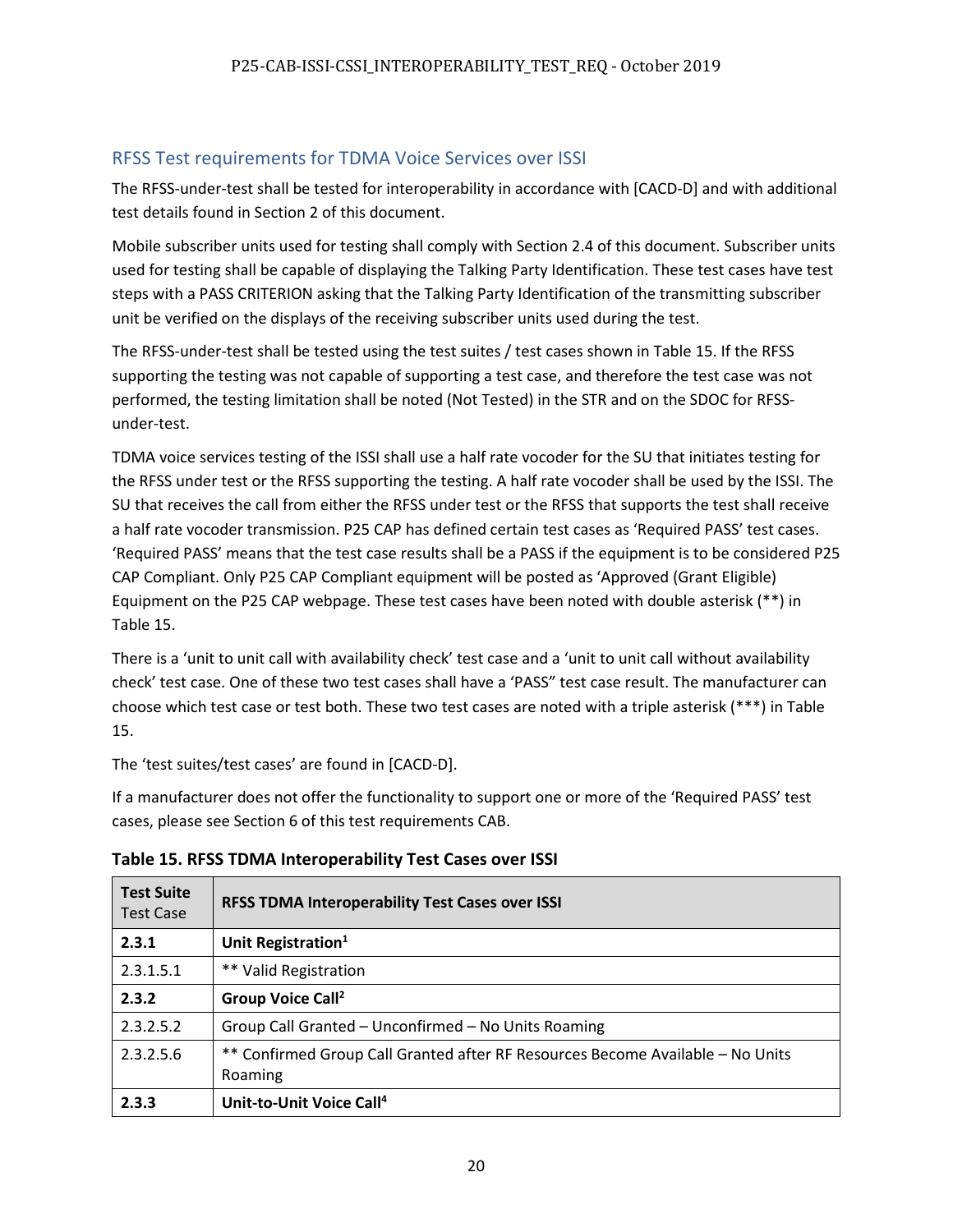## RFSS Test requirements for TDMA Voice Services over ISSI

The RFSS-under-test shall be tested for interoperability in accordance with [CACD-D] and with additional test details found in Section 2 of this document.

Mobile subscriber units used for testing shall comply with Section 2.4 of this document. Subscriber units used for testing shall be capable of displaying the Talking Party Identification. These test cases have test steps with a PASS CRITERION asking that the Talking Party Identification of the transmitting subscriber unit be verified on the displays of the receiving subscriber units used during the test.

The RFSS-under-test shall be tested using the test suites / test cases shown in Table 15. If the RFSS supporting the testing was not capable of supporting a test case, and therefore the test case was not performed, the testing limitation shall be noted (Not Tested) in the STR and on the SDOC for RFSS-under-test.

TDMA voice services testing of the ISSI shall use a half rate vocoder for the SU that initiates testing for the RFSS under test or the RFSS supporting the testing. A half rate vocoder shall be used by the ISSI. The SU that receives the call from either the RFSS under test or the RFSS that supports the test shall receive a half rate vocoder transmission. P25 CAP has defined certain test cases as 'Required PASS' test cases. 'Required PASS' means that the test case results shall be a PASS if the equipment is to be considered P25 CAP Compliant. Only P25 CAP Compliant equipment will be posted as 'Approved (Grant Eligible) Equipment on the P25 CAP webpage. These test cases have been noted with double asterisk (**) in Table 15.

There is a 'unit to unit call with availability check' test case and a 'unit to unit call without availability check' test case. One of these two test cases shall have a 'PASS" test case result. The manufacturer can choose which test case or test both. These two test cases are noted with a triple asterisk (***) in Table 15.

The 'test suites/test cases' are found in [CACD-D].

If a manufacturer does not offer the functionality to support one or more of the 'Required PASS' test cases, please see Section 6 of this test requirements CAB.

**Table 15. RFSS TDMA Interoperability Test Cases over ISSI**

| **Test Suite** Test Case | **RFSS TDMA Interoperability Test Cases over ISSI** |
|---|---|
| **2.3.1** | **Unit Registration[1]** |
| 2.3.1.5.1 | ** Valid Registration |
| **2.3.2** | **Group Voice Call[2]** |
| 2.3.2.5.2 | Group Call Granted – Unconfirmed – No Units Roaming |
| 2.3.2.5.6 | ** Confirmed Group Call Granted after RF Resources Become Available – No Units Roaming |
| **2.3.3** | **Unit-to-Unit Voice Call[4]** |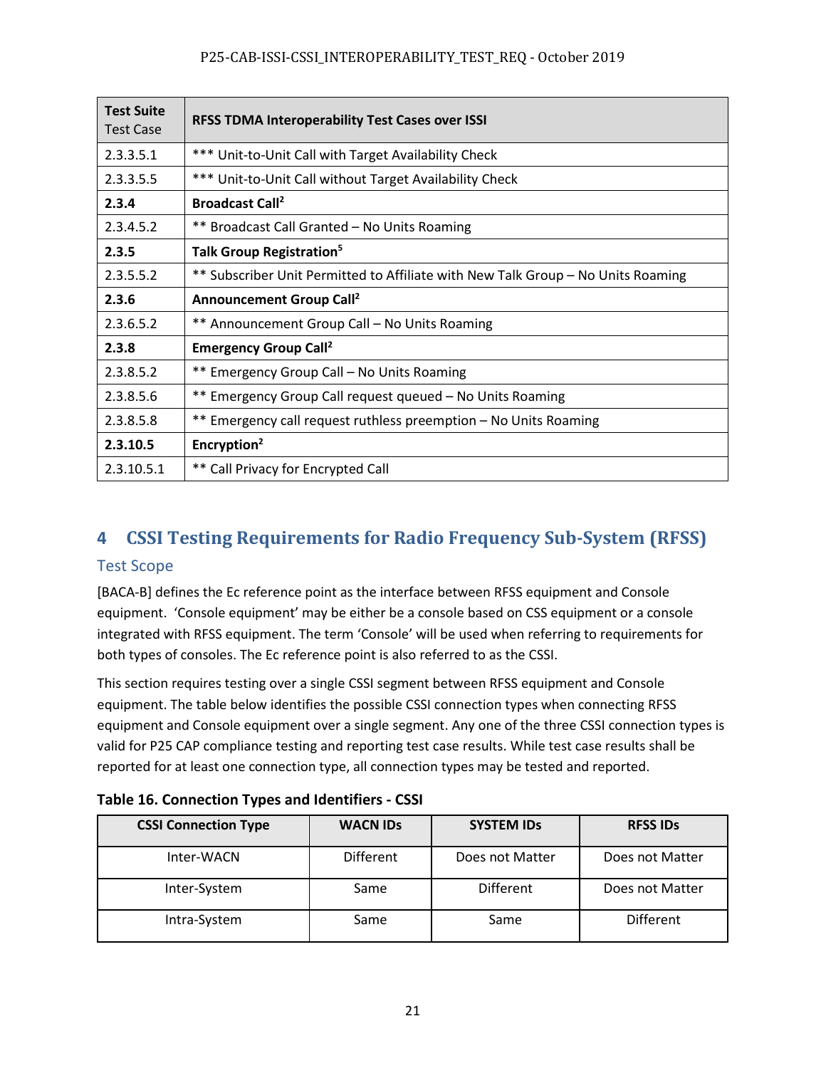| **Test Suite** Test Case | **RFSS TDMA Interoperability Test Cases over ISSI** |
| --- | --- |
| 2.3.3.5.1 | *** Unit-to-Unit Call with Target Availability Check |
| 2.3.3.5.5 | *** Unit-to-Unit Call without Target Availability Check |
| **2.3.4** | **Broadcast Call[2]** |
| 2.3.4.5.2 | ** Broadcast Call Granted – No Units Roaming |
| **2.3.5** | **Talk Group Registration[5]** |
| 2.3.5.5.2 | ** Subscriber Unit Permitted to Affiliate with New Talk Group – No Units Roaming |
| **2.3.6** | **Announcement Group Call[2]** |
| 2.3.6.5.2 | ** Announcement Group Call – No Units Roaming |
| **2.3.8** | **Emergency Group Call[2]** |
| 2.3.8.5.2 | ** Emergency Group Call – No Units Roaming |
| 2.3.8.5.6 | ** Emergency Group Call request queued – No Units Roaming |
| 2.3.8.5.8 | ** Emergency call request ruthless preemption – No Units Roaming |
| **2.3.10.5** | **Encryption[2]** |
| 2.3.10.5.1 | ** Call Privacy for Encrypted Call |

# 4 CSSI Testing Requirements for Radio Frequency Sub-System (RFSS)

## Test Scope

[BACA-B] defines the Ec reference point as the interface between RFSS equipment and Console equipment. 'Console equipment' may be either be a console based on CSS equipment or a console integrated with RFSS equipment. The term 'Console' will be used when referring to requirements for both types of consoles. The Ec reference point is also referred to as the CSSI.

This section requires testing over a single CSSI segment between RFSS equipment and Console equipment. The table below identifies the possible CSSI connection types when connecting RFSS equipment and Console equipment over a single segment. Any one of the three CSSI connection types is valid for P25 CAP compliance testing and reporting test case results. While test case results shall be reported for at least one connection type, all connection types may be tested and reported.

**Table 16. Connection Types and Identifiers - CSSI**

| CSSI Connection Type | WACN IDs | SYSTEM IDs | RFSS IDs |
| --- | --- | --- | --- |
| Inter-WACN | Different | Does not Matter | Does not Matter |
| Inter-System | Same | Different | Does not Matter |
| Intra-System | Same | Same | Different |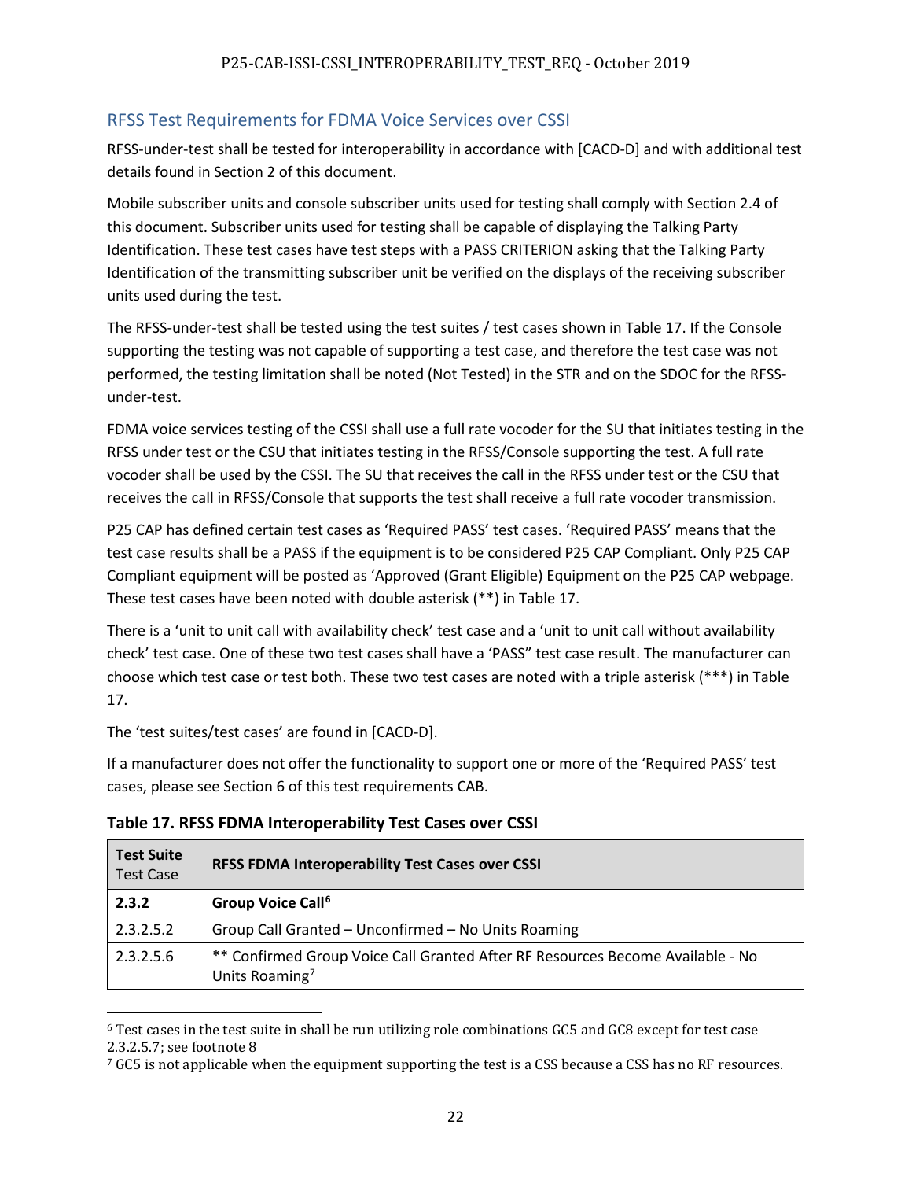## RFSS Test Requirements for FDMA Voice Services over CSSI

RFSS-under-test shall be tested for interoperability in accordance with [CACD-D] and with additional test details found in Section 2 of this document.

Mobile subscriber units and console subscriber units used for testing shall comply with Section 2.4 of this document. Subscriber units used for testing shall be capable of displaying the Talking Party Identification. These test cases have test steps with a PASS CRITERION asking that the Talking Party Identification of the transmitting subscriber unit be verified on the displays of the receiving subscriber units used during the test.

The RFSS-under-test shall be tested using the test suites / test cases shown in Table 17. If the Console supporting the testing was not capable of supporting a test case, and therefore the test case was not performed, the testing limitation shall be noted (Not Tested) in the STR and on the SDOC for the RFSS-under-test.

FDMA voice services testing of the CSSI shall use a full rate vocoder for the SU that initiates testing in the RFSS under test or the CSU that initiates testing in the RFSS/Console supporting the test. A full rate vocoder shall be used by the CSSI. The SU that receives the call in the RFSS under test or the CSU that receives the call in RFSS/Console that supports the test shall receive a full rate vocoder transmission.

P25 CAP has defined certain test cases as 'Required PASS' test cases. 'Required PASS' means that the test case results shall be a PASS if the equipment is to be considered P25 CAP Compliant. Only P25 CAP Compliant equipment will be posted as 'Approved (Grant Eligible) Equipment on the P25 CAP webpage. These test cases have been noted with double asterisk (**) in Table 17.

There is a 'unit to unit call with availability check' test case and a 'unit to unit call without availability check' test case. One of these two test cases shall have a 'PASS" test case result. The manufacturer can choose which test case or test both. These two test cases are noted with a triple asterisk (***) in Table 17.

The 'test suites/test cases' are found in [CACD-D].

If a manufacturer does not offer the functionality to support one or more of the 'Required PASS' test cases, please see Section 6 of this test requirements CAB.

**Table 17. RFSS FDMA Interoperability Test Cases over CSSI**

| **Test Suite** Test Case | **RFSS FDMA Interoperability Test Cases over CSSI** |
|---|---|
| **2.3.2** | **Group Voice Call**[6] |
| 2.3.2.5.2 | Group Call Granted – Unconfirmed – No Units Roaming |
| 2.3.2.5.6 | ** Confirmed Group Voice Call Granted After RF Resources Become Available - No Units Roaming[7] |

[6] Test cases in the test suite in shall be run utilizing role combinations GC5 and GC8 except for test case 2.3.2.5.7; see footnote 8

[7] GC5 is not applicable when the equipment supporting the test is a CSS because a CSS has no RF resources.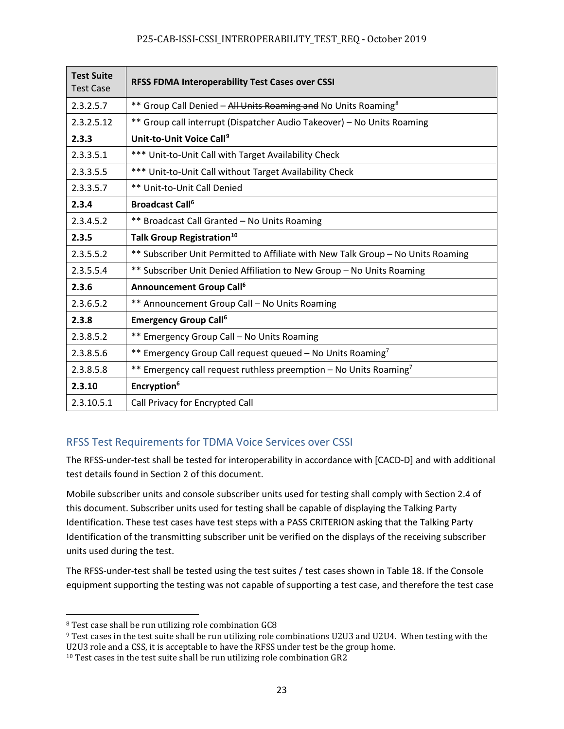| Test Suite Test Case | RFSS FDMA Interoperability Test Cases over CSSI |
|---|---|
| 2.3.2.5.7 | ** Group Call Denied – ~~All Units Roaming and~~ No Units Roaming[8] |
| 2.3.2.5.12 | ** Group call interrupt (Dispatcher Audio Takeover) – No Units Roaming |
| **2.3.3** | **Unit-to-Unit Voice Call[9]** |
| 2.3.3.5.1 | *** Unit-to-Unit Call with Target Availability Check |
| 2.3.3.5.5 | *** Unit-to-Unit Call without Target Availability Check |
| 2.3.3.5.7 | ** Unit-to-Unit Call Denied |
| **2.3.4** | **Broadcast Call[6]** |
| 2.3.4.5.2 | ** Broadcast Call Granted – No Units Roaming |
| **2.3.5** | **Talk Group Registration[10]** |
| 2.3.5.5.2 | ** Subscriber Unit Permitted to Affiliate with New Talk Group – No Units Roaming |
| 2.3.5.5.4 | ** Subscriber Unit Denied Affiliation to New Group – No Units Roaming |
| **2.3.6** | **Announcement Group Call[6]** |
| 2.3.6.5.2 | ** Announcement Group Call – No Units Roaming |
| **2.3.8** | **Emergency Group Call[6]** |
| 2.3.8.5.2 | ** Emergency Group Call – No Units Roaming |
| 2.3.8.5.6 | ** Emergency Group Call request queued – No Units Roaming[7] |
| 2.3.8.5.8 | ** Emergency call request ruthless preemption – No Units Roaming[7] |
| **2.3.10** | **Encryption[6]** |
| 2.3.10.5.1 | Call Privacy for Encrypted Call |

## RFSS Test Requirements for TDMA Voice Services over CSSI

The RFSS-under-test shall be tested for interoperability in accordance with [CACD-D] and with additional test details found in Section 2 of this document.

Mobile subscriber units and console subscriber units used for testing shall comply with Section 2.4 of this document. Subscriber units used for testing shall be capable of displaying the Talking Party Identification. These test cases have test steps with a PASS CRITERION asking that the Talking Party Identification of the transmitting subscriber unit be verified on the displays of the receiving subscriber units used during the test.

The RFSS-under-test shall be tested using the test suites / test cases shown in Table 18. If the Console equipment supporting the testing was not capable of supporting a test case, and therefore the test case

[8] Test case shall be run utilizing role combination GC8

[9] Test cases in the test suite shall be run utilizing role combinations U2U3 and U2U4. When testing with the U2U3 role and a CSS, it is acceptable to have the RFSS under test be the group home.

[10] Test cases in the test suite shall be run utilizing role combination GR2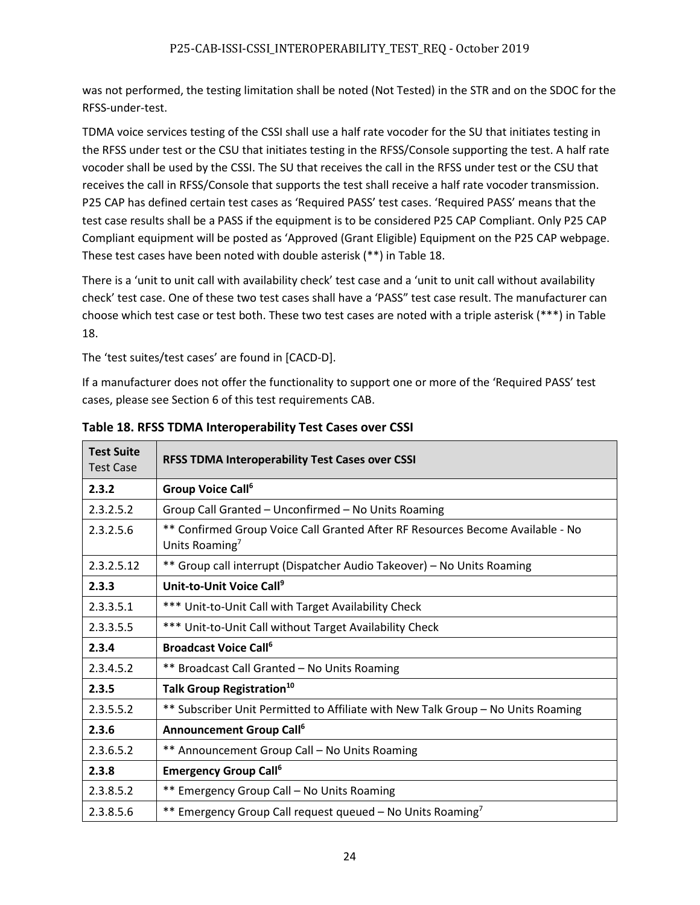was not performed, the testing limitation shall be noted (Not Tested) in the STR and on the SDOC for the RFSS-under-test.

TDMA voice services testing of the CSSI shall use a half rate vocoder for the SU that initiates testing in the RFSS under test or the CSU that initiates testing in the RFSS/Console supporting the test. A half rate vocoder shall be used by the CSSI. The SU that receives the call in the RFSS under test or the CSU that receives the call in RFSS/Console that supports the test shall receive a half rate vocoder transmission. P25 CAP has defined certain test cases as 'Required PASS' test cases. 'Required PASS' means that the test case results shall be a PASS if the equipment is to be considered P25 CAP Compliant. Only P25 CAP Compliant equipment will be posted as 'Approved (Grant Eligible) Equipment on the P25 CAP webpage. These test cases have been noted with double asterisk (**) in Table 18.

There is a 'unit to unit call with availability check' test case and a 'unit to unit call without availability check' test case. One of these two test cases shall have a 'PASS" test case result. The manufacturer can choose which test case or test both. These two test cases are noted with a triple asterisk (***) in Table 18.

The 'test suites/test cases' are found in [CACD-D].

If a manufacturer does not offer the functionality to support one or more of the 'Required PASS' test cases, please see Section 6 of this test requirements CAB.

**Table 18. RFSS TDMA Interoperability Test Cases over CSSI**

| **Test Suite** Test Case | **RFSS TDMA Interoperability Test Cases over CSSI** |
|---|---|
| **2.3.2** | **Group Voice Call[6]** |
| 2.3.2.5.2 | Group Call Granted – Unconfirmed – No Units Roaming |
| 2.3.2.5.6 | ** Confirmed Group Voice Call Granted After RF Resources Become Available - No Units Roaming[7] |
| 2.3.2.5.12 | ** Group call interrupt (Dispatcher Audio Takeover) – No Units Roaming |
| **2.3.3** | **Unit-to-Unit Voice Call[9]** |
| 2.3.3.5.1 | *** Unit-to-Unit Call with Target Availability Check |
| 2.3.3.5.5 | *** Unit-to-Unit Call without Target Availability Check |
| **2.3.4** | **Broadcast Voice Call[6]** |
| 2.3.4.5.2 | ** Broadcast Call Granted – No Units Roaming |
| **2.3.5** | **Talk Group Registration[10]** |
| 2.3.5.5.2 | ** Subscriber Unit Permitted to Affiliate with New Talk Group – No Units Roaming |
| **2.3.6** | **Announcement Group Call[6]** |
| 2.3.6.5.2 | ** Announcement Group Call – No Units Roaming |
| **2.3.8** | **Emergency Group Call[6]** |
| 2.3.8.5.2 | ** Emergency Group Call – No Units Roaming |
| 2.3.8.5.6 | ** Emergency Group Call request queued – No Units Roaming[7] |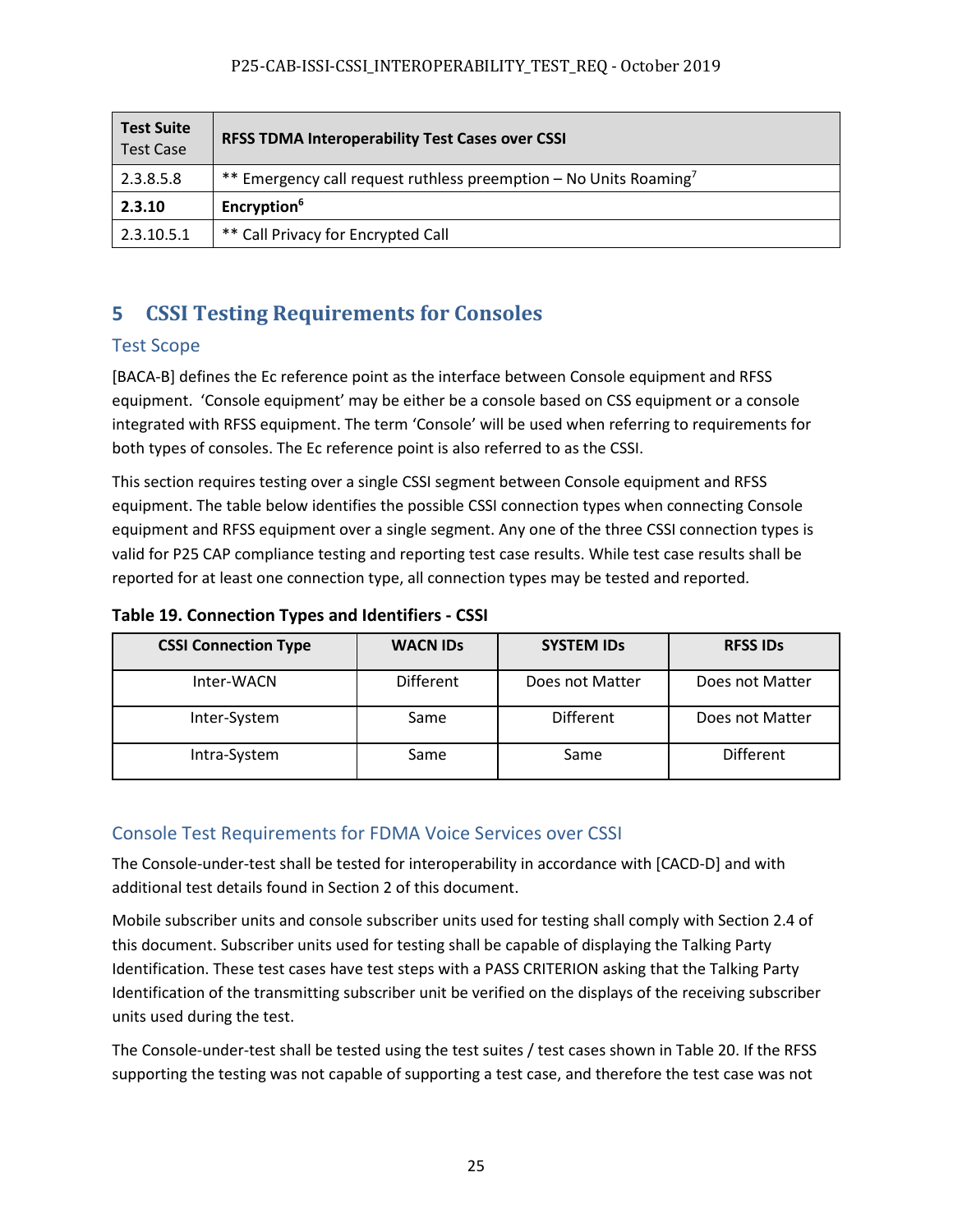| Test Suite Test Case | RFSS TDMA Interoperability Test Cases over CSSI |
| --- | --- |
| 2.3.8.5.8 | ** Emergency call request ruthless preemption – No Units Roaming[7] |
| **2.3.10** | **Encryption[6]** |
| 2.3.10.5.1 | ** Call Privacy for Encrypted Call |

# 5 CSSI Testing Requirements for Consoles

## Test Scope

[BACA-B] defines the Ec reference point as the interface between Console equipment and RFSS equipment. 'Console equipment' may be either be a console based on CSS equipment or a console integrated with RFSS equipment. The term 'Console' will be used when referring to requirements for both types of consoles. The Ec reference point is also referred to as the CSSI.

This section requires testing over a single CSSI segment between Console equipment and RFSS equipment. The table below identifies the possible CSSI connection types when connecting Console equipment and RFSS equipment over a single segment. Any one of the three CSSI connection types is valid for P25 CAP compliance testing and reporting test case results. While test case results shall be reported for at least one connection type, all connection types may be tested and reported.

**Table 19. Connection Types and Identifiers - CSSI**

| CSSI Connection Type | WACN IDs | SYSTEM IDs | RFSS IDs |
| --- | --- | --- | --- |
| Inter-WACN | Different | Does not Matter | Does not Matter |
| Inter-System | Same | Different | Does not Matter |
| Intra-System | Same | Same | Different |

## Console Test Requirements for FDMA Voice Services over CSSI

The Console-under-test shall be tested for interoperability in accordance with [CACD-D] and with additional test details found in Section 2 of this document.

Mobile subscriber units and console subscriber units used for testing shall comply with Section 2.4 of this document. Subscriber units used for testing shall be capable of displaying the Talking Party Identification. These test cases have test steps with a PASS CRITERION asking that the Talking Party Identification of the transmitting subscriber unit be verified on the displays of the receiving subscriber units used during the test.

The Console-under-test shall be tested using the test suites / test cases shown in Table 20. If the RFSS supporting the testing was not capable of supporting a test case, and therefore the test case was not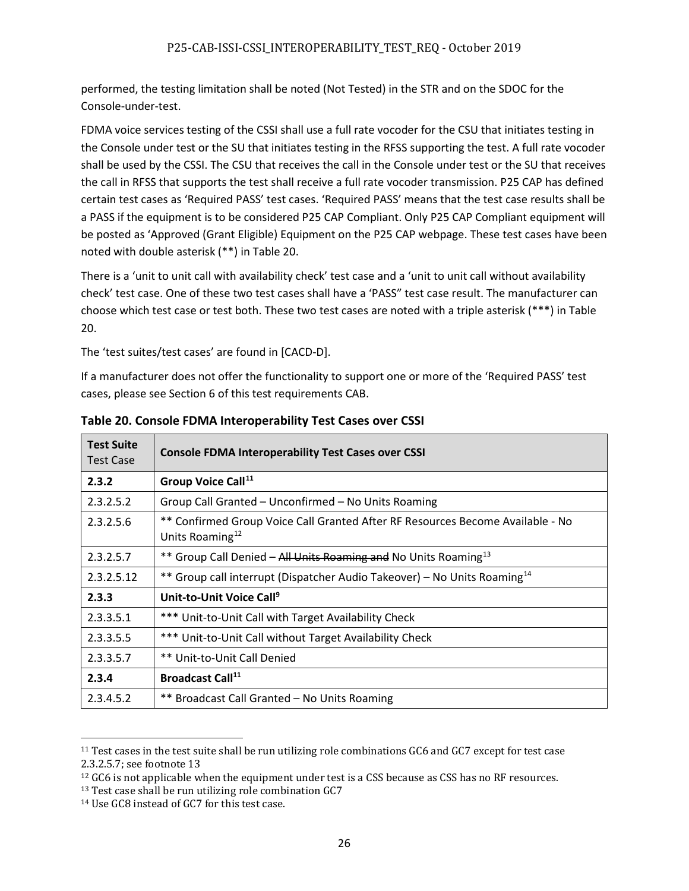performed, the testing limitation shall be noted (Not Tested) in the STR and on the SDOC for the Console-under-test.

FDMA voice services testing of the CSSI shall use a full rate vocoder for the CSU that initiates testing in the Console under test or the SU that initiates testing in the RFSS supporting the test. A full rate vocoder shall be used by the CSSI. The CSU that receives the call in the Console under test or the SU that receives the call in RFSS that supports the test shall receive a full rate vocoder transmission. P25 CAP has defined certain test cases as 'Required PASS' test cases. 'Required PASS' means that the test case results shall be a PASS if the equipment is to be considered P25 CAP Compliant. Only P25 CAP Compliant equipment will be posted as 'Approved (Grant Eligible) Equipment on the P25 CAP webpage. These test cases have been noted with double asterisk (**) in Table 20.

There is a 'unit to unit call with availability check' test case and a 'unit to unit call without availability check' test case. One of these two test cases shall have a 'PASS" test case result. The manufacturer can choose which test case or test both. These two test cases are noted with a triple asterisk (***) in Table 20.

The 'test suites/test cases' are found in [CACD-D].

If a manufacturer does not offer the functionality to support one or more of the 'Required PASS' test cases, please see Section 6 of this test requirements CAB.

**Table 20. Console FDMA Interoperability Test Cases over CSSI**

| **Test Suite** Test Case | **Console FDMA Interoperability Test Cases over CSSI** |
|---|---|
| **2.3.2** | **Group Voice Call[11]** |
| 2.3.2.5.2 | Group Call Granted – Unconfirmed – No Units Roaming |
| 2.3.2.5.6 | ** Confirmed Group Voice Call Granted After RF Resources Become Available - No Units Roaming[12] |
| 2.3.2.5.7 | ** Group Call Denied – ~~All Units Roaming and~~ No Units Roaming[13] |
| 2.3.2.5.12 | ** Group call interrupt (Dispatcher Audio Takeover) – No Units Roaming[14] |
| **2.3.3** | **Unit-to-Unit Voice Call[9]** |
| 2.3.3.5.1 | *** Unit-to-Unit Call with Target Availability Check |
| 2.3.3.5.5 | *** Unit-to-Unit Call without Target Availability Check |
| 2.3.3.5.7 | ** Unit-to-Unit Call Denied |
| **2.3.4** | **Broadcast Call[11]** |
| 2.3.4.5.2 | ** Broadcast Call Granted – No Units Roaming |

---

[11] Test cases in the test suite shall be run utilizing role combinations GC6 and GC7 except for test case 2.3.2.5.7; see footnote 13

[12] GC6 is not applicable when the equipment under test is a CSS because as CSS has no RF resources.

[13] Test case shall be run utilizing role combination GC7

[14] Use GC8 instead of GC7 for this test case.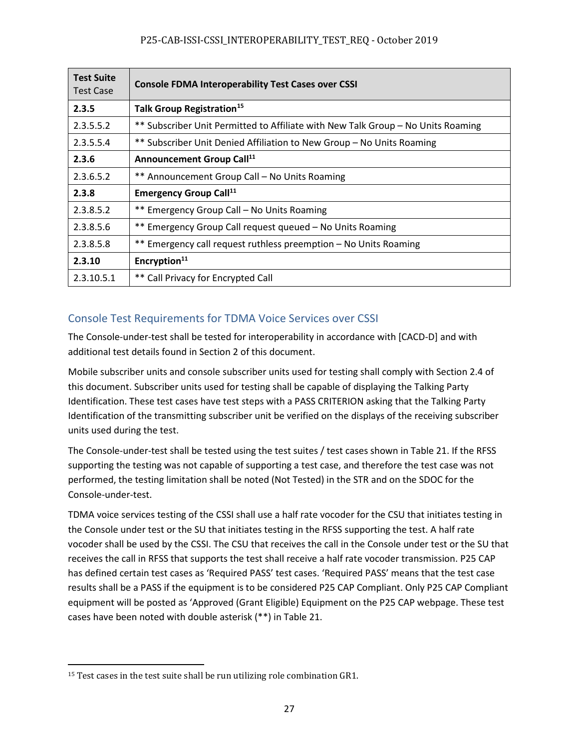| **Test Suite** Test Case | **Console FDMA Interoperability Test Cases over CSSI** |
|---|---|
| **2.3.5** | **Talk Group Registration[15]** |
| 2.3.5.5.2 | ** Subscriber Unit Permitted to Affiliate with New Talk Group – No Units Roaming |
| 2.3.5.5.4 | ** Subscriber Unit Denied Affiliation to New Group – No Units Roaming |
| **2.3.6** | **Announcement Group Call[11]** |
| 2.3.6.5.2 | ** Announcement Group Call – No Units Roaming |
| **2.3.8** | **Emergency Group Call[11]** |
| 2.3.8.5.2 | ** Emergency Group Call – No Units Roaming |
| 2.3.8.5.6 | ** Emergency Group Call request queued – No Units Roaming |
| 2.3.8.5.8 | ** Emergency call request ruthless preemption – No Units Roaming |
| **2.3.10** | **Encryption[11]** |
| 2.3.10.5.1 | ** Call Privacy for Encrypted Call |

## Console Test Requirements for TDMA Voice Services over CSSI

The Console-under-test shall be tested for interoperability in accordance with [CACD-D] and with additional test details found in Section 2 of this document.

Mobile subscriber units and console subscriber units used for testing shall comply with Section 2.4 of this document. Subscriber units used for testing shall be capable of displaying the Talking Party Identification. These test cases have test steps with a PASS CRITERION asking that the Talking Party Identification of the transmitting subscriber unit be verified on the displays of the receiving subscriber units used during the test.

The Console-under-test shall be tested using the test suites / test cases shown in Table 21. If the RFSS supporting the testing was not capable of supporting a test case, and therefore the test case was not performed, the testing limitation shall be noted (Not Tested) in the STR and on the SDOC for the Console-under-test.

TDMA voice services testing of the CSSI shall use a half rate vocoder for the CSU that initiates testing in the Console under test or the SU that initiates testing in the RFSS supporting the test. A half rate vocoder shall be used by the CSSI. The CSU that receives the call in the Console under test or the SU that receives the call in RFSS that supports the test shall receive a half rate vocoder transmission. P25 CAP has defined certain test cases as 'Required PASS' test cases. 'Required PASS' means that the test case results shall be a PASS if the equipment is to be considered P25 CAP Compliant. Only P25 CAP Compliant equipment will be posted as 'Approved (Grant Eligible) Equipment on the P25 CAP webpage. These test cases have been noted with double asterisk (**) in Table 21.

[15] Test cases in the test suite shall be run utilizing role combination GR1.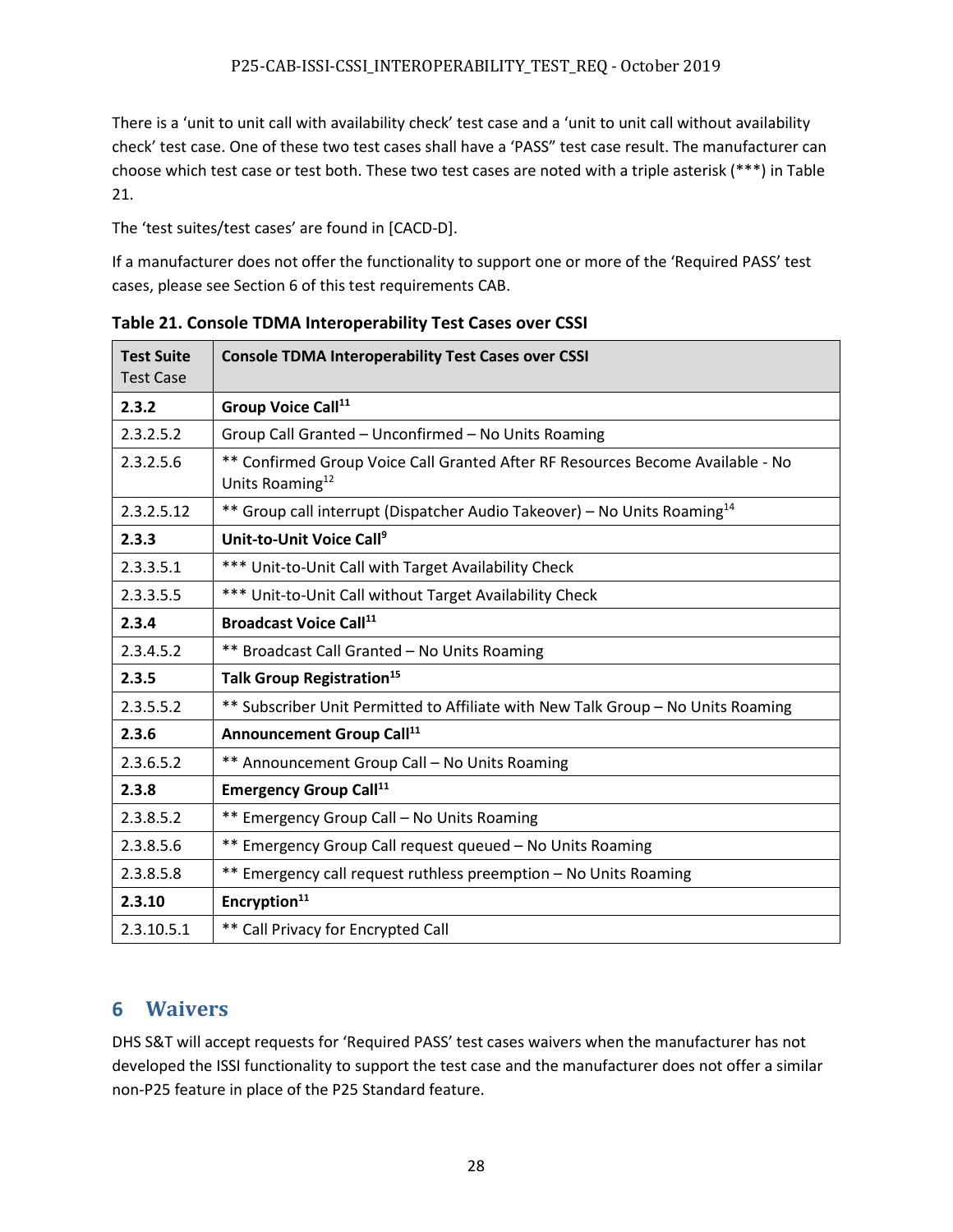There is a 'unit to unit call with availability check' test case and a 'unit to unit call without availability check' test case. One of these two test cases shall have a 'PASS" test case result. The manufacturer can choose which test case or test both. These two test cases are noted with a triple asterisk (***) in Table 21.

The 'test suites/test cases' are found in [CACD-D].

If a manufacturer does not offer the functionality to support one or more of the 'Required PASS' test cases, please see Section 6 of this test requirements CAB.

**Table 21. Console TDMA Interoperability Test Cases over CSSI**

| **Test Suite** Test Case | **Console TDMA Interoperability Test Cases over CSSI** |
|---|---|
| **2.3.2** | **Group Voice Call[11]** |
| 2.3.2.5.2 | Group Call Granted – Unconfirmed – No Units Roaming |
| 2.3.2.5.6 | ** Confirmed Group Voice Call Granted After RF Resources Become Available - No Units Roaming[12] |
| 2.3.2.5.12 | ** Group call interrupt (Dispatcher Audio Takeover) – No Units Roaming[14] |
| **2.3.3** | **Unit-to-Unit Voice Call[9]** |
| 2.3.3.5.1 | *** Unit-to-Unit Call with Target Availability Check |
| 2.3.3.5.5 | *** Unit-to-Unit Call without Target Availability Check |
| **2.3.4** | **Broadcast Voice Call[11]** |
| 2.3.4.5.2 | ** Broadcast Call Granted – No Units Roaming |
| **2.3.5** | **Talk Group Registration[15]** |
| 2.3.5.5.2 | ** Subscriber Unit Permitted to Affiliate with New Talk Group – No Units Roaming |
| **2.3.6** | **Announcement Group Call[11]** |
| 2.3.6.5.2 | ** Announcement Group Call – No Units Roaming |
| **2.3.8** | **Emergency Group Call[11]** |
| 2.3.8.5.2 | ** Emergency Group Call – No Units Roaming |
| 2.3.8.5.6 | ** Emergency Group Call request queued – No Units Roaming |
| 2.3.8.5.8 | ** Emergency call request ruthless preemption – No Units Roaming |
| **2.3.10** | **Encryption[11]** |
| 2.3.10.5.1 | ** Call Privacy for Encrypted Call |

# 6 Waivers

DHS S&T will accept requests for 'Required PASS' test cases waivers when the manufacturer has not developed the ISSI functionality to support the test case and the manufacturer does not offer a similar non-P25 feature in place of the P25 Standard feature.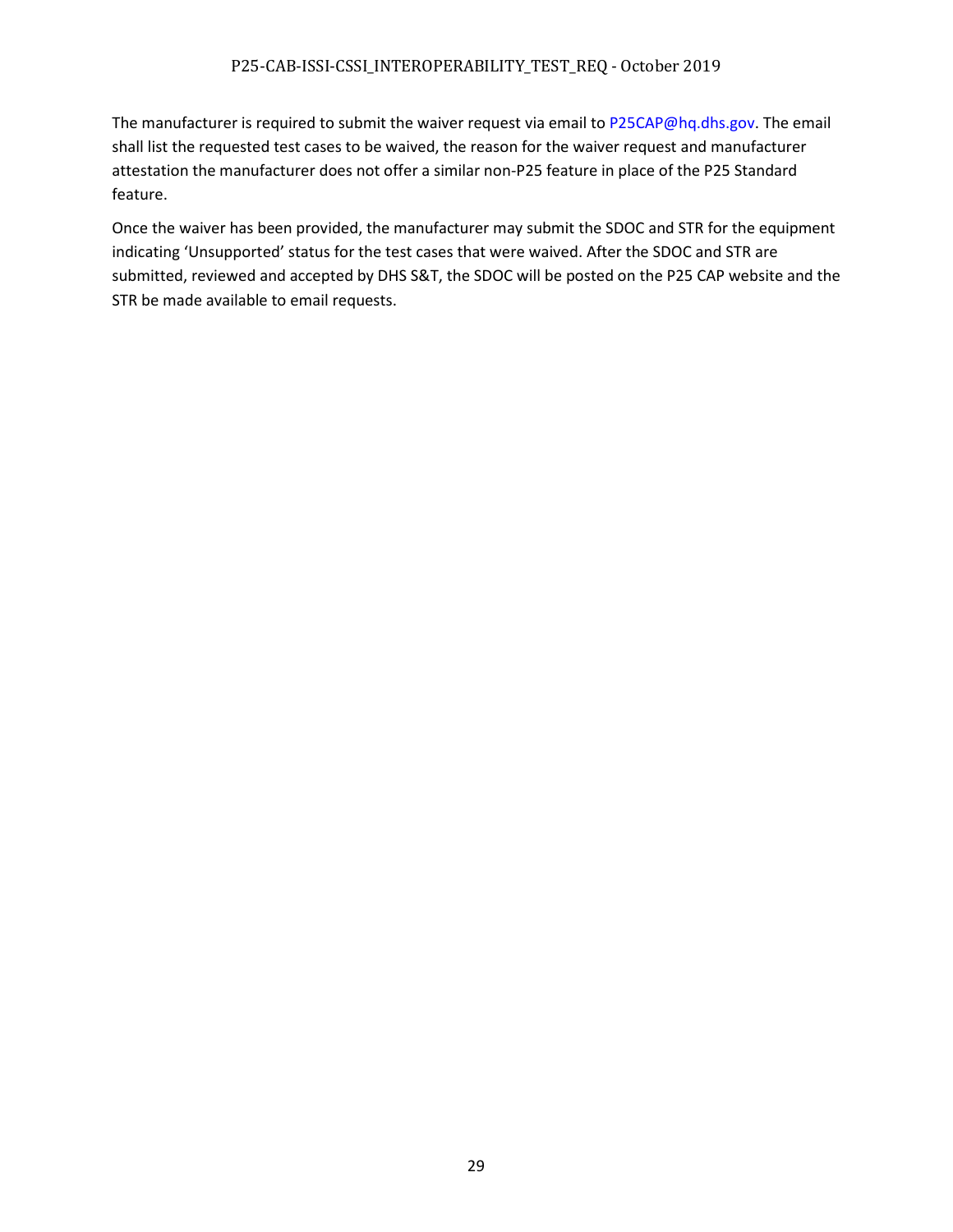The manufacturer is required to submit the waiver request via email to P25CAP@hq.dhs.gov. The email shall list the requested test cases to be waived, the reason for the waiver request and manufacturer attestation the manufacturer does not offer a similar non-P25 feature in place of the P25 Standard feature.

Once the waiver has been provided, the manufacturer may submit the SDOC and STR for the equipment indicating 'Unsupported' status for the test cases that were waived. After the SDOC and STR are submitted, reviewed and accepted by DHS S&T, the SDOC will be posted on the P25 CAP website and the STR be made available to email requests.